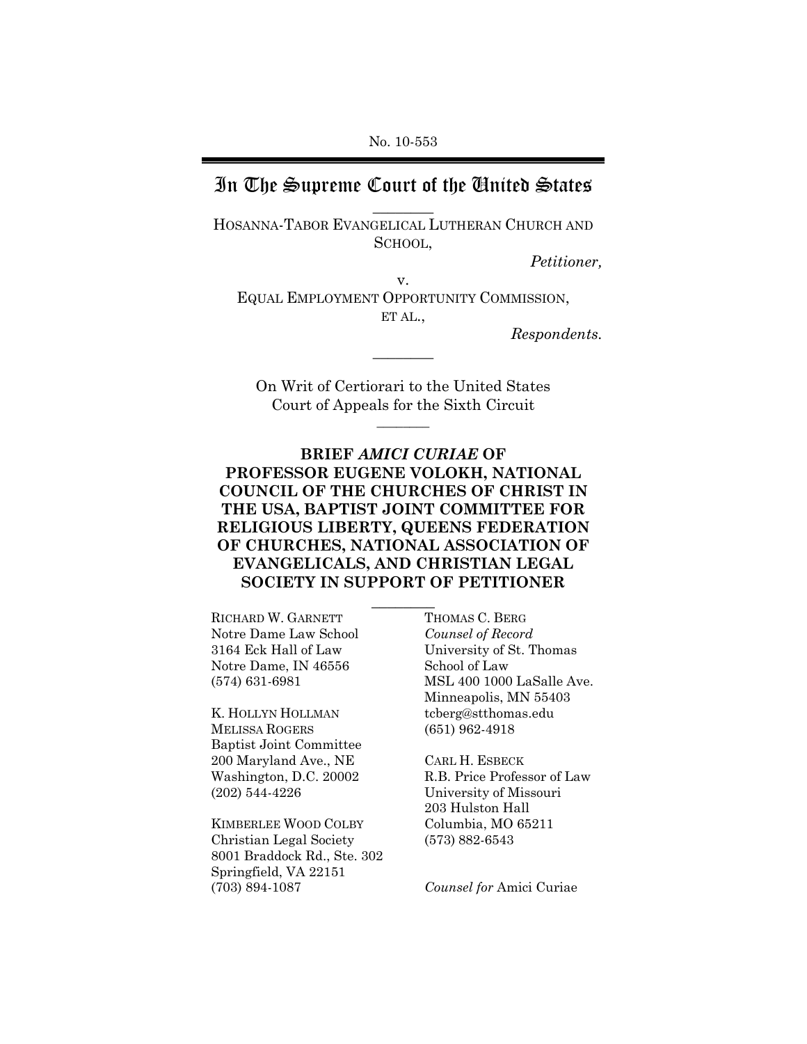No. 10-553

# In The Supreme Court of the United States

HOSANNA-TABOR EVANGELICAL LUTHERAN CHURCH AND SCHOOL,

*Petitioner,*

v.

EQUAL EMPLOYMENT OPPORTUNITY COMMISSION, ET AL.,

*Respondents.*

On Writ of Certiorari to the United States Court of Appeals for the Sixth Circuit

## BRIEF *AMICI CURIAE* OF PROFESSOR EUGENE VOLOKH, NATIONAL COUNCIL OF THE CHURCHES OF CHRIST IN THE USA, BAPTIST JOINT COMMITTEE FOR RELIGIOUS LIBERTY, QUEENS FEDERATION OF CHURCHES, NATIONAL ASSOCIATION OF EVANGELICALS, AND CHRISTIAN LEGAL SOCIETY IN SUPPORT OF PETITIONER

RICHARD W. GARNETT
Notre Dame Law School
3164 Eck Hall of Law
Notre Dame, IN 46556
(574) 631-6981

K. HOLLYN HOLLMAN
MELISSA ROGERS
Baptist Joint Committee
200 Maryland Ave., NE
Washington, D.C. 20002
(202) 544-4226

KIMBERLEE WOOD COLBY
Christian Legal Society
8001 Braddock Rd., Ste. 302
Springfield, VA 22151
(703) 894-1087

THOMAS C. BERG
*Counsel of Record*
University of St. Thomas School of Law
MSL 400 1000 LaSalle Ave.
Minneapolis, MN 55403
tcberg@stthomas.edu
(651) 962-4918

CARL H. ESBECK
R.B. Price Professor of Law
University of Missouri
203 Hulston Hall
Columbia, MO 65211
(573) 882-6543

*Counsel for* Amici Curiae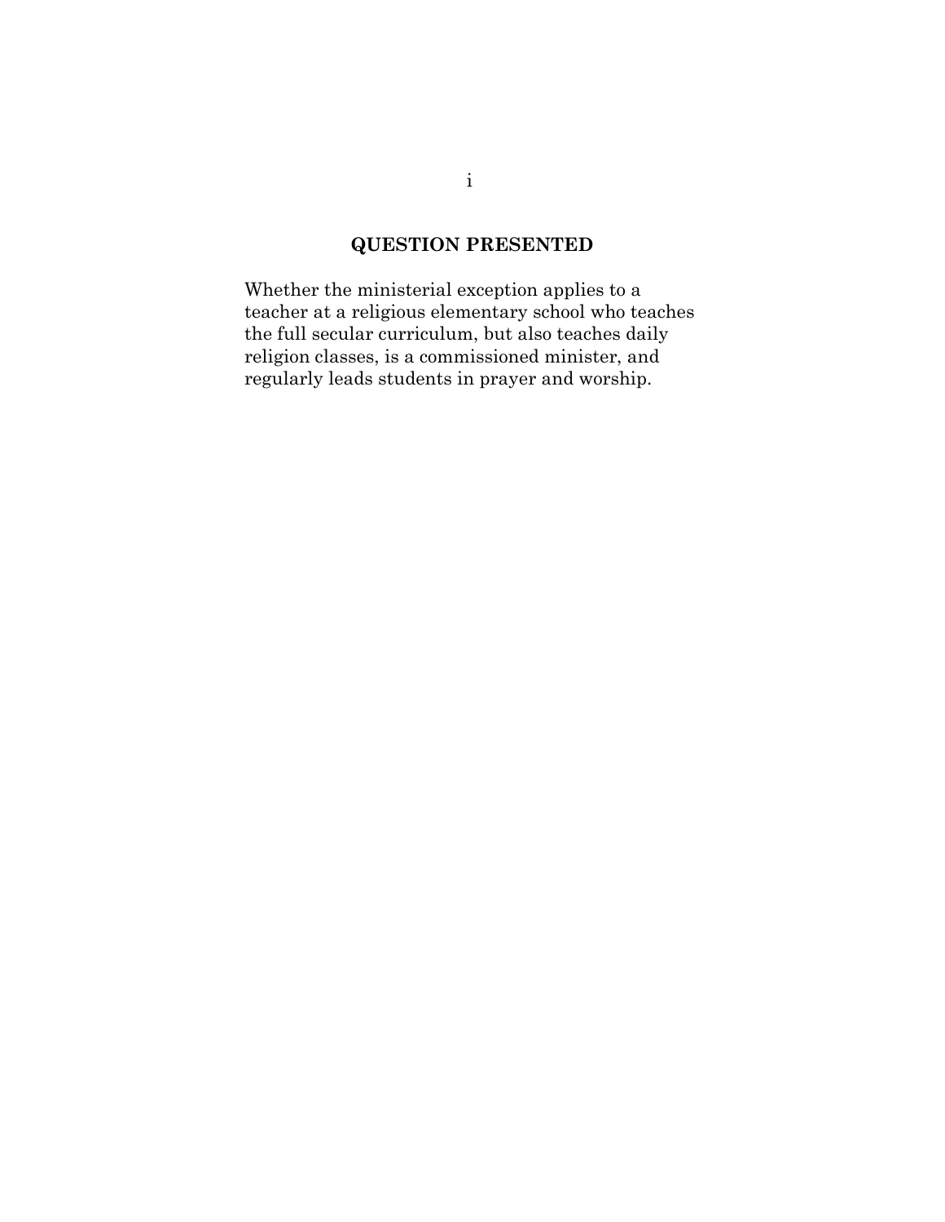## QUESTION PRESENTED

Whether the ministerial exception applies to a teacher at a religious elementary school who teaches the full secular curriculum, but also teaches daily religion classes, is a commissioned minister, and regularly leads students in prayer and worship.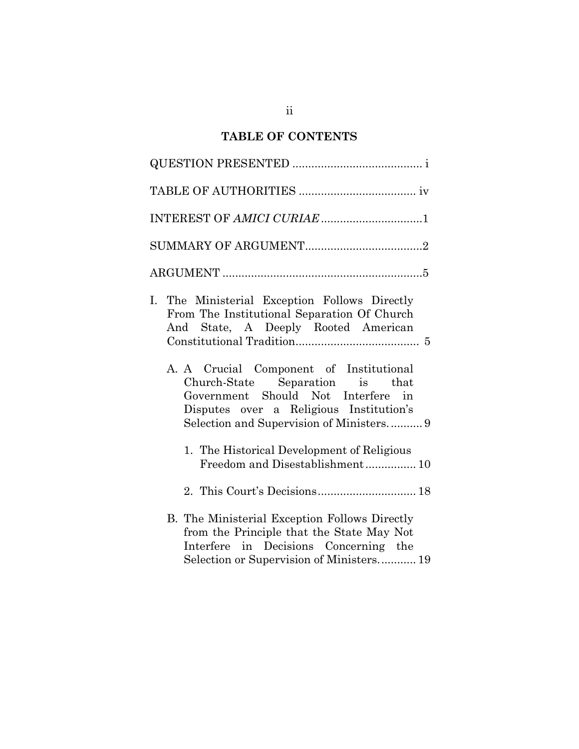## TABLE OF CONTENTS

QUESTION PRESENTED ........................................ i

TABLE OF AUTHORITIES .................................... iv

INTEREST OF *AMICI CURIAE* ................................1

SUMMARY OF ARGUMENT.....................................2

ARGUMENT ..............................................................5

I. The Ministerial Exception Follows Directly From The Institutional Separation Of Church And State, A Deeply Rooted American Constitutional Tradition....................................... 5

   A. A Crucial Component of Institutional Church-State Separation is that Government Should Not Interfere in Disputes over a Religious Institution's Selection and Supervision of Ministers........... 9

      1. The Historical Development of Religious Freedom and Disestablishment................ 10

      2. This Court's Decisions............................... 18

   B. The Ministerial Exception Follows Directly from the Principle that the State May Not Interfere in Decisions Concerning the Selection or Supervision of Ministers........... 19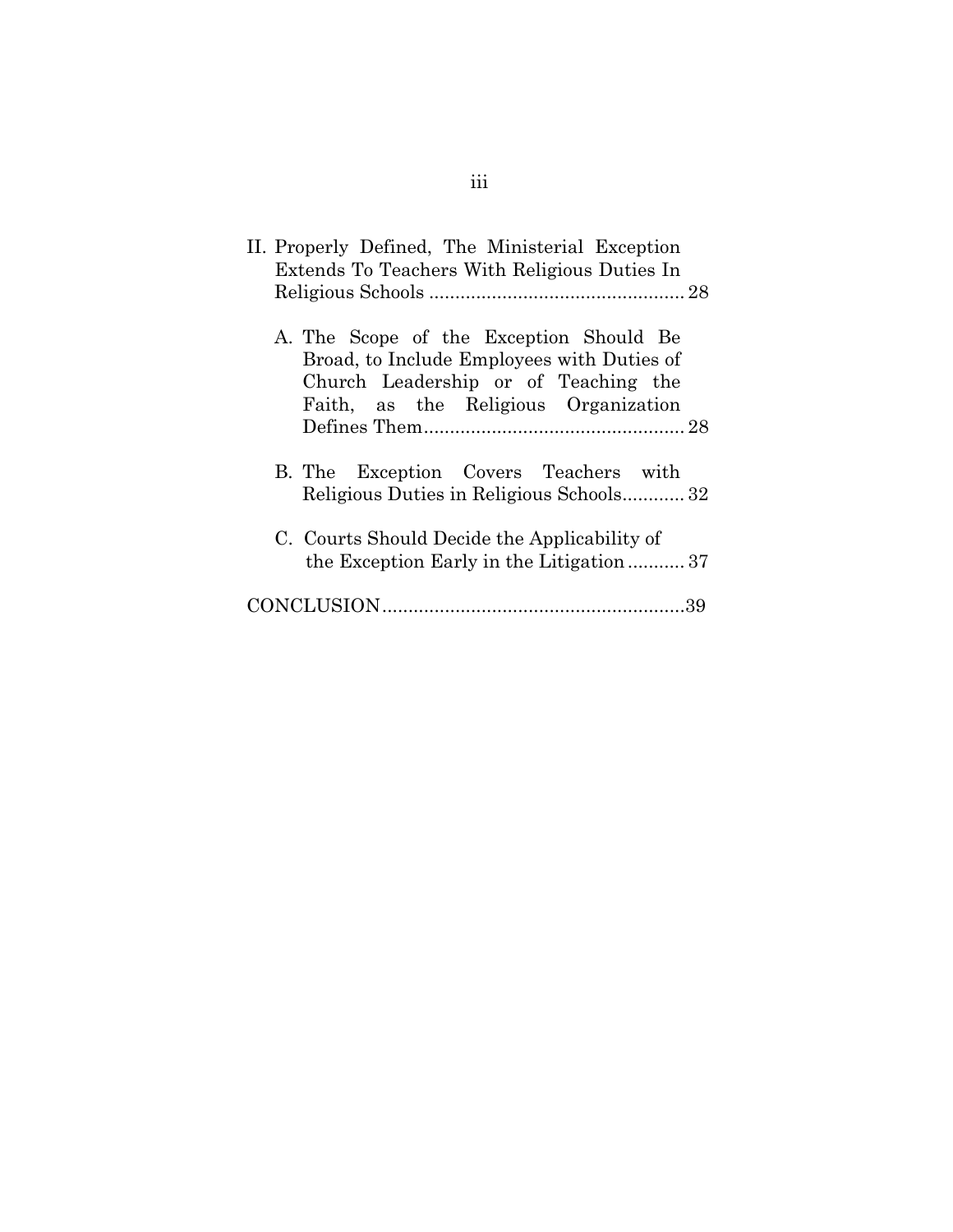II. Properly Defined, The Ministerial Exception Extends To Teachers With Religious Duties In Religious Schools ................................................ 28

A. The Scope of the Exception Should Be Broad, to Include Employees with Duties of Church Leadership or of Teaching the Faith, as the Religious Organization Defines Them.................................................. 28

B. The Exception Covers Teachers with Religious Duties in Religious Schools............ 32

C. Courts Should Decide the Applicability of the Exception Early in the Litigation ........... 37

CONCLUSION..........................................................39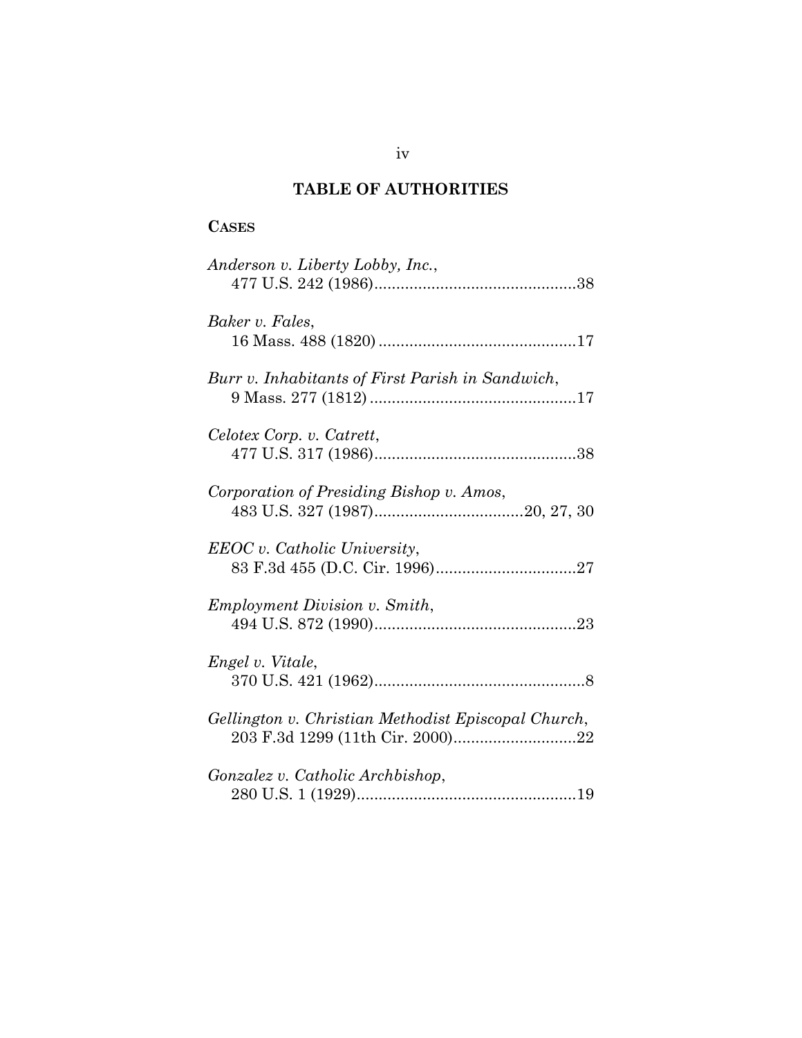# TABLE OF AUTHORITIES

## CASES

*Anderson v. Liberty Lobby, Inc.*,
477 U.S. 242 (1986)..............................................38

*Baker v. Fales*,
16 Mass. 488 (1820) .............................................17

*Burr v. Inhabitants of First Parish in Sandwich*,
9 Mass. 277 (1812) ...............................................17

*Celotex Corp. v. Catrett*,
477 U.S. 317 (1986)...............................................38

*Corporation of Presiding Bishop v. Amos*,
483 U.S. 327 (1987)..................................20, 27, 30

*EEOC v. Catholic University*,
83 F.3d 455 (D.C. Cir. 1996)................................27

*Employment Division v. Smith*,
494 U.S. 872 (1990)...............................................23

*Engel v. Vitale*,
370 U.S. 421 (1962).................................................8

*Gellington v. Christian Methodist Episcopal Church*,
203 F.3d 1299 (11th Cir. 2000)............................22

*Gonzalez v. Catholic Archbishop*,
280 U.S. 1 (1929)..................................................19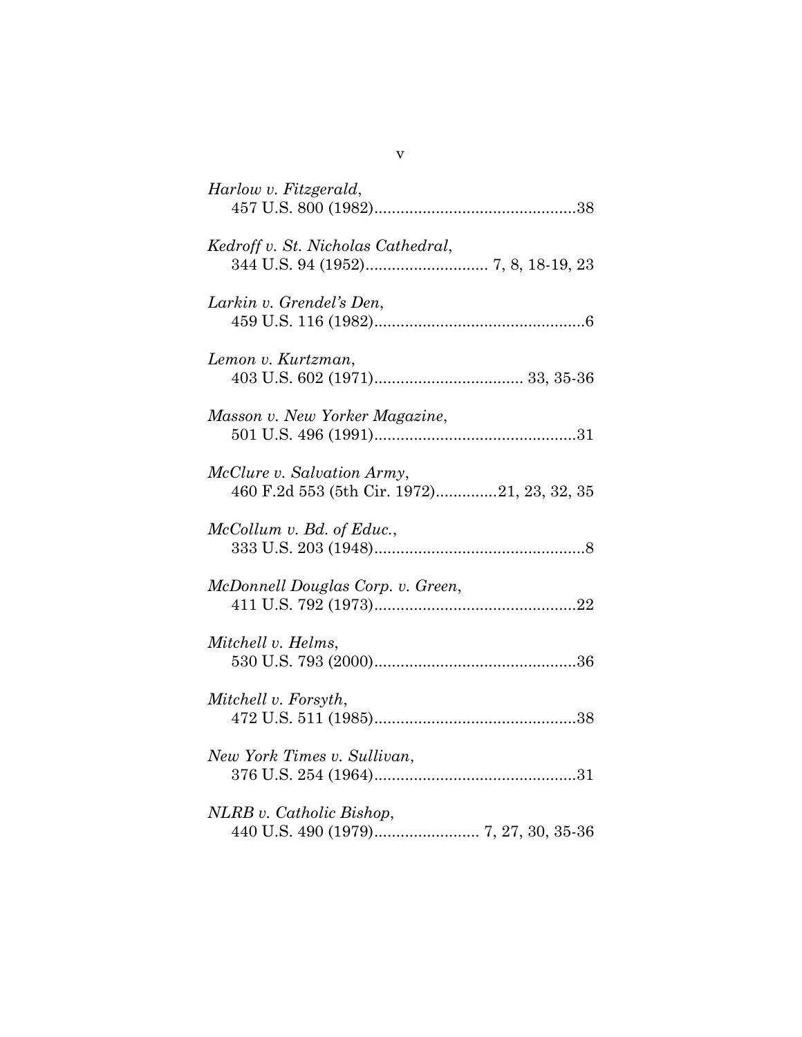*Harlow v. Fitzgerald*,
457 U.S. 800 (1982)..............................................38

*Kedroff v. St. Nicholas Cathedral*,
344 U.S. 94 (1952)............................ 7, 8, 18-19, 23

*Larkin v. Grendel's Den*,
459 U.S. 116 (1982)................................................6

*Lemon v. Kurtzman*,
403 U.S. 602 (1971).................................. 33, 35-36

*Masson v. New Yorker Magazine*,
501 U.S. 496 (1991)..............................................31

*McClure v. Salvation Army*,
460 F.2d 553 (5th Cir. 1972).............21, 23, 32, 35

*McCollum v. Bd. of Educ.*,
333 U.S. 203 (1948)................................................8

*McDonnell Douglas Corp. v. Green*,
411 U.S. 792 (1973)..............................................22

*Mitchell v. Helms*,
530 U.S. 793 (2000)..............................................36

*Mitchell v. Forsyth*,
472 U.S. 511 (1985)..............................................38

*New York Times v. Sullivan*,
376 U.S. 254 (1964)..............................................31

*NLRB v. Catholic Bishop*,
440 U.S. 490 (1979)........................ 7, 27, 30, 35-36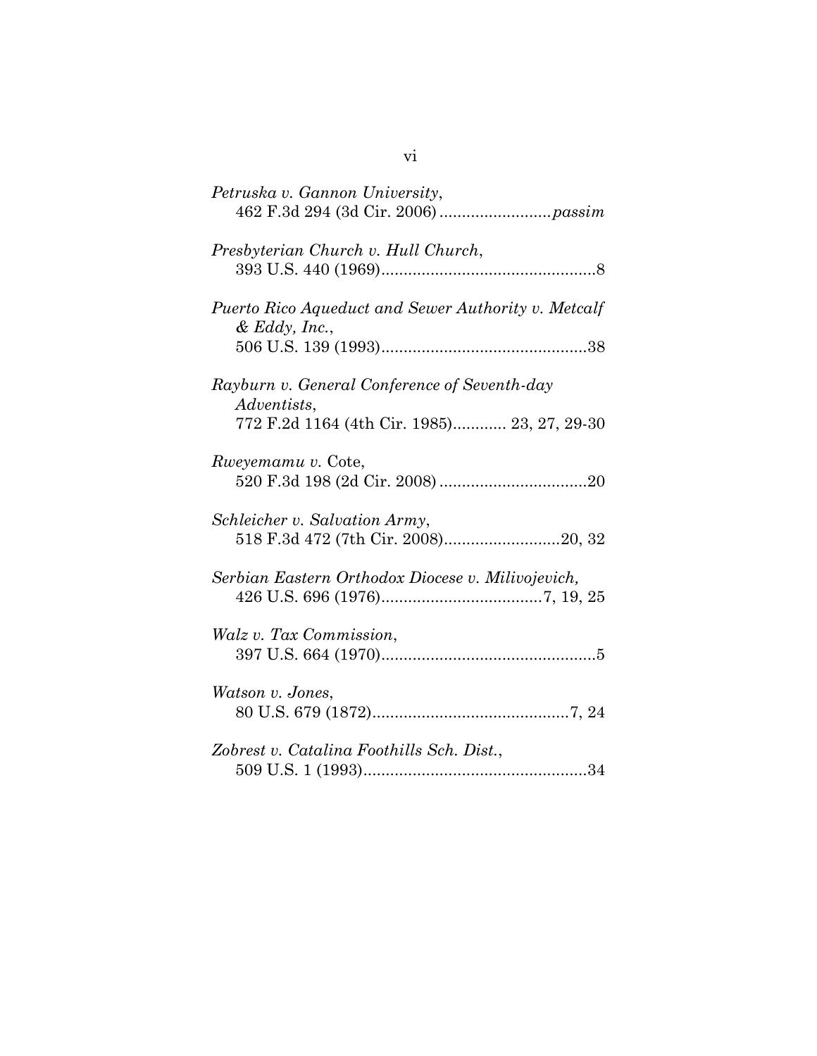*Petruska v. Gannon University*,
462 F.3d 294 (3d Cir. 2006) .........................*passim*

*Presbyterian Church v. Hull Church*,
393 U.S. 440 (1969)................................................8

*Puerto Rico Aqueduct and Sewer Authority v. Metcalf & Eddy, Inc.*,
506 U.S. 139 (1993)..............................................38

*Rayburn v. General Conference of Seventh-day Adventists*,
772 F.2d 1164 (4th Cir. 1985)............ 23, 27, 29-30

*Rweyemamu v.* Cote,
520 F.3d 198 (2d Cir. 2008) .................................20

*Schleicher v. Salvation Army*,
518 F.3d 472 (7th Cir. 2008)..........................20, 32

*Serbian Eastern Orthodox Diocese v. Milivojevich,*
426 U.S. 696 (1976)....................................7, 19, 25

*Walz v. Tax Commission*,
397 U.S. 664 (1970)................................................5

*Watson v. Jones*,
80 U.S. 679 (1872)............................................7, 24

*Zobrest v. Catalina Foothills Sch. Dist.*,
509 U.S. 1 (1993)..................................................34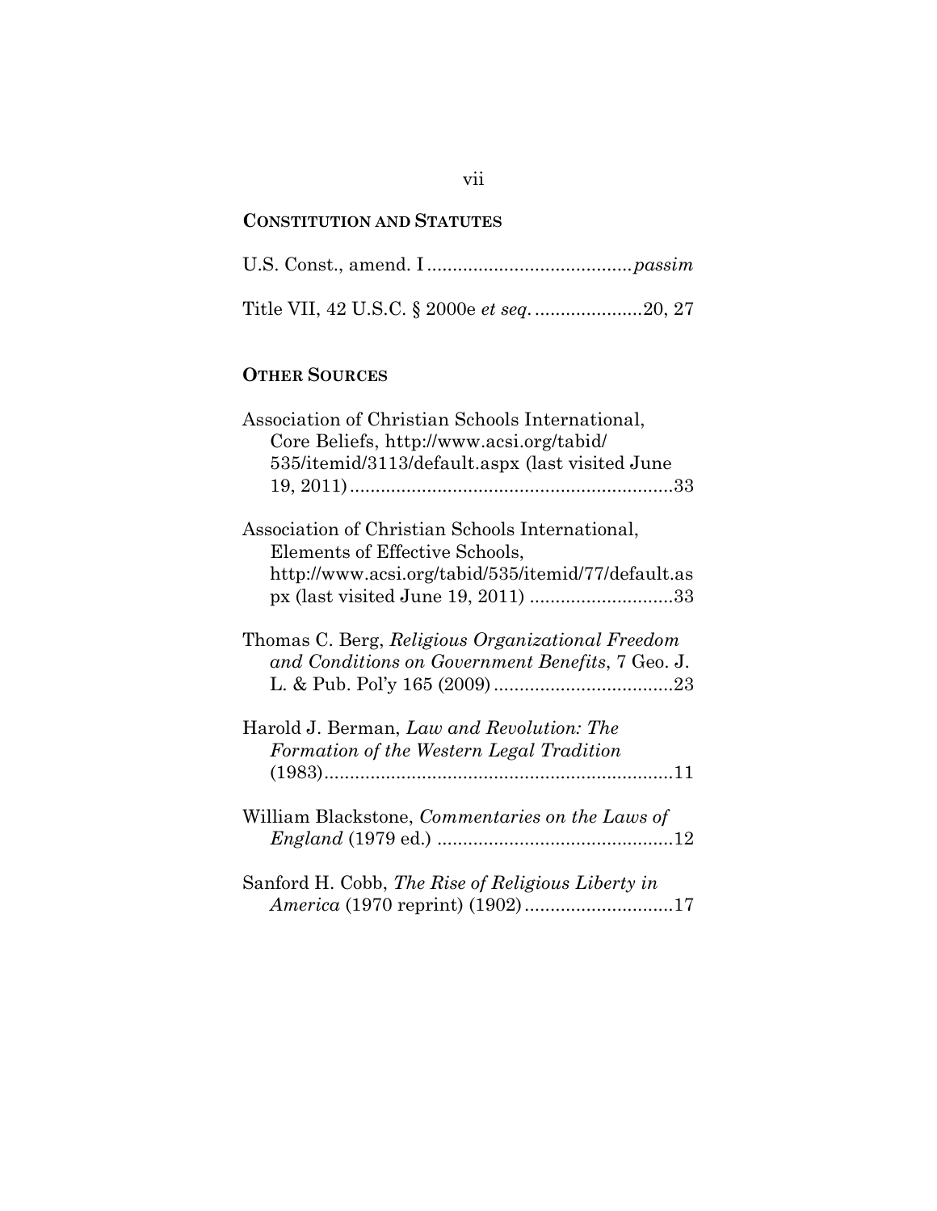**CONSTITUTION AND STATUTES**

U.S. Const., amend. I ........................................*passim*

Title VII, 42 U.S.C. § 2000e *et seq.* .....................20, 27

**OTHER SOURCES**

Association of Christian Schools International, Core Beliefs, http://www.acsi.org/tabid/535/itemid/3113/default.aspx (last visited June 19, 2011)..............................................................33

Association of Christian Schools International, Elements of Effective Schools, http://www.acsi.org/tabid/535/itemid/77/default.aspx (last visited June 19, 2011) ............................33

Thomas C. Berg, *Religious Organizational Freedom and Conditions on Government Benefits*, 7 Geo. J. L. & Pub. Pol'y 165 (2009)...................................23

Harold J. Berman, *Law and Revolution: The Formation of the Western Legal Tradition* (1983)....................................................................11

William Blackstone, *Commentaries on the Laws of England* (1979 ed.) ..............................................12

Sanford H. Cobb, *The Rise of Religious Liberty in America* (1970 reprint) (1902).............................17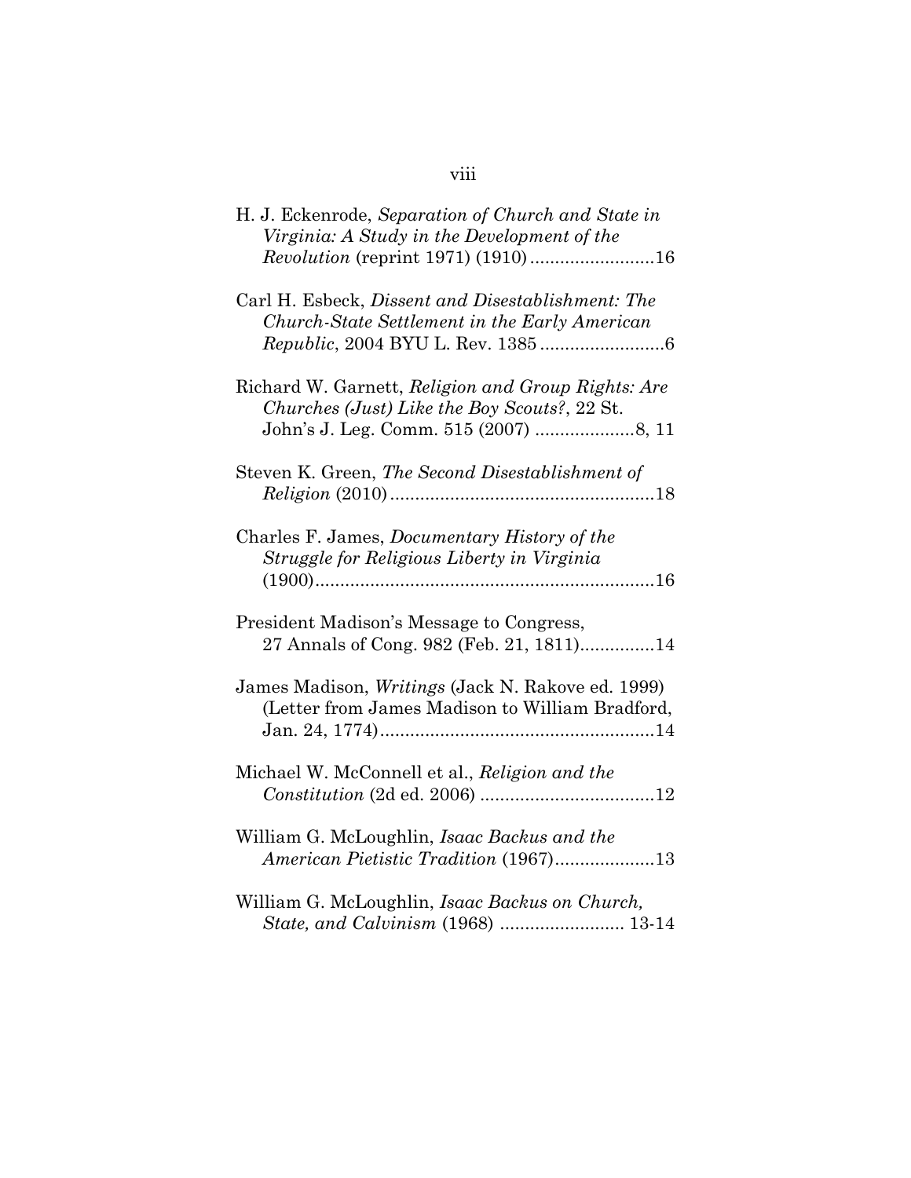H. J. Eckenrode, *Separation of Church and State in Virginia: A Study in the Development of the Revolution* (reprint 1971) (1910) .........................16

Carl H. Esbeck, *Dissent and Disestablishment: The Church-State Settlement in the Early American Republic*, 2004 BYU L. Rev. 1385 .........................6

Richard W. Garnett, *Religion and Group Rights: Are Churches (Just) Like the Boy Scouts?*, 22 St. John's J. Leg. Comm. 515 (2007) ....................8, 11

Steven K. Green, *The Second Disestablishment of Religion* (2010) .....................................................18

Charles F. James, *Documentary History of the Struggle for Religious Liberty in Virginia* (1900) ....................................................................16

President Madison's Message to Congress, 27 Annals of Cong. 982 (Feb. 21, 1811) ...............14

James Madison, *Writings* (Jack N. Rakove ed. 1999) (Letter from James Madison to William Bradford, Jan. 24, 1774) .......................................................14

Michael W. McConnell et al., *Religion and the Constitution* (2d ed. 2006) ...................................12

William G. McLoughlin, *Isaac Backus and the American Pietistic Tradition* (1967) ....................13

William G. McLoughlin, *Isaac Backus on Church, State, and Calvinism* (1968) ......................... 13-14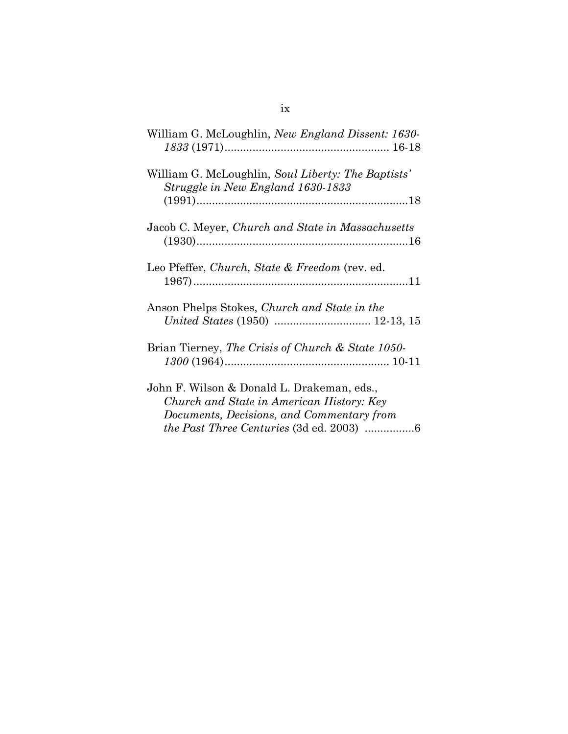William G. McLoughlin, *New England Dissent: 1630-1833* (1971)..................................................... 16-18

William G. McLoughlin, *Soul Liberty: The Baptists' Struggle in New England 1630-1833* (1991)....................................................................18

Jacob C. Meyer, *Church and State in Massachusetts* (1930)....................................................................16

Leo Pfeffer, *Church, State & Freedom* (rev. ed. 1967).....................................................................11

Anson Phelps Stokes, *Church and State in the United States* (1950) ............................... 12-13, 15

Brian Tierney, *The Crisis of Church & State 1050-1300* (1964)..................................................... 10-11

John F. Wilson & Donald L. Drakeman, eds., *Church and State in American History: Key Documents, Decisions, and Commentary from the Past Three Centuries* (3d ed. 2003) ................6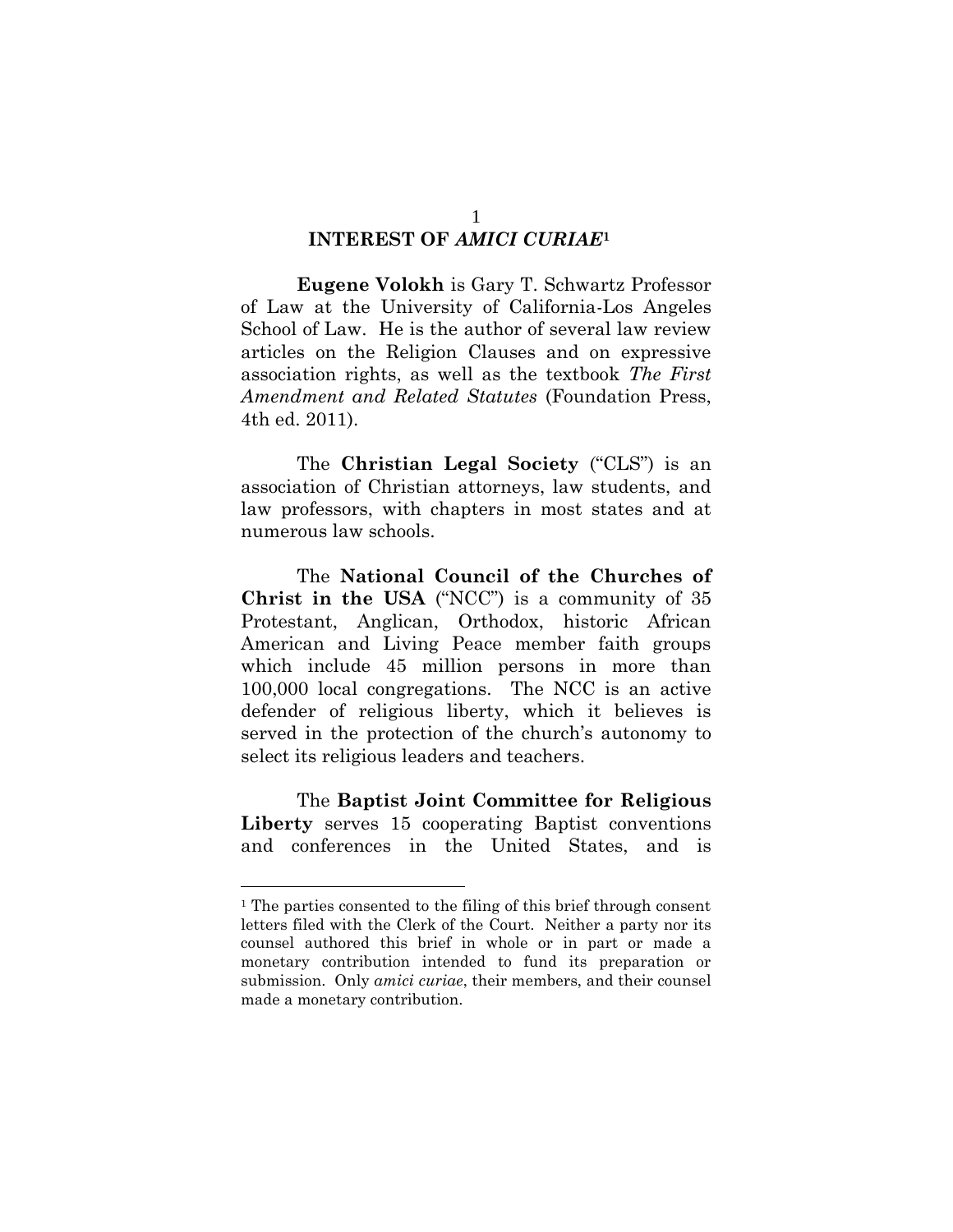## INTEREST OF *AMICI CURIAE*[1]

**Eugene Volokh** is Gary T. Schwartz Professor of Law at the University of California-Los Angeles School of Law. He is the author of several law review articles on the Religion Clauses and on expressive association rights, as well as the textbook *The First Amendment and Related Statutes* (Foundation Press, 4th ed. 2011).

The **Christian Legal Society** ("CLS") is an association of Christian attorneys, law students, and law professors, with chapters in most states and at numerous law schools.

The **National Council of the Churches of Christ in the USA** ("NCC") is a community of 35 Protestant, Anglican, Orthodox, historic African American and Living Peace member faith groups which include 45 million persons in more than 100,000 local congregations. The NCC is an active defender of religious liberty, which it believes is served in the protection of the church's autonomy to select its religious leaders and teachers.

The **Baptist Joint Committee for Religious Liberty** serves 15 cooperating Baptist conventions and conferences in the United States, and is

---

[1] The parties consented to the filing of this brief through consent letters filed with the Clerk of the Court. Neither a party nor its counsel authored this brief in whole or in part or made a monetary contribution intended to fund its preparation or submission. Only *amici curiae*, their members, and their counsel made a monetary contribution.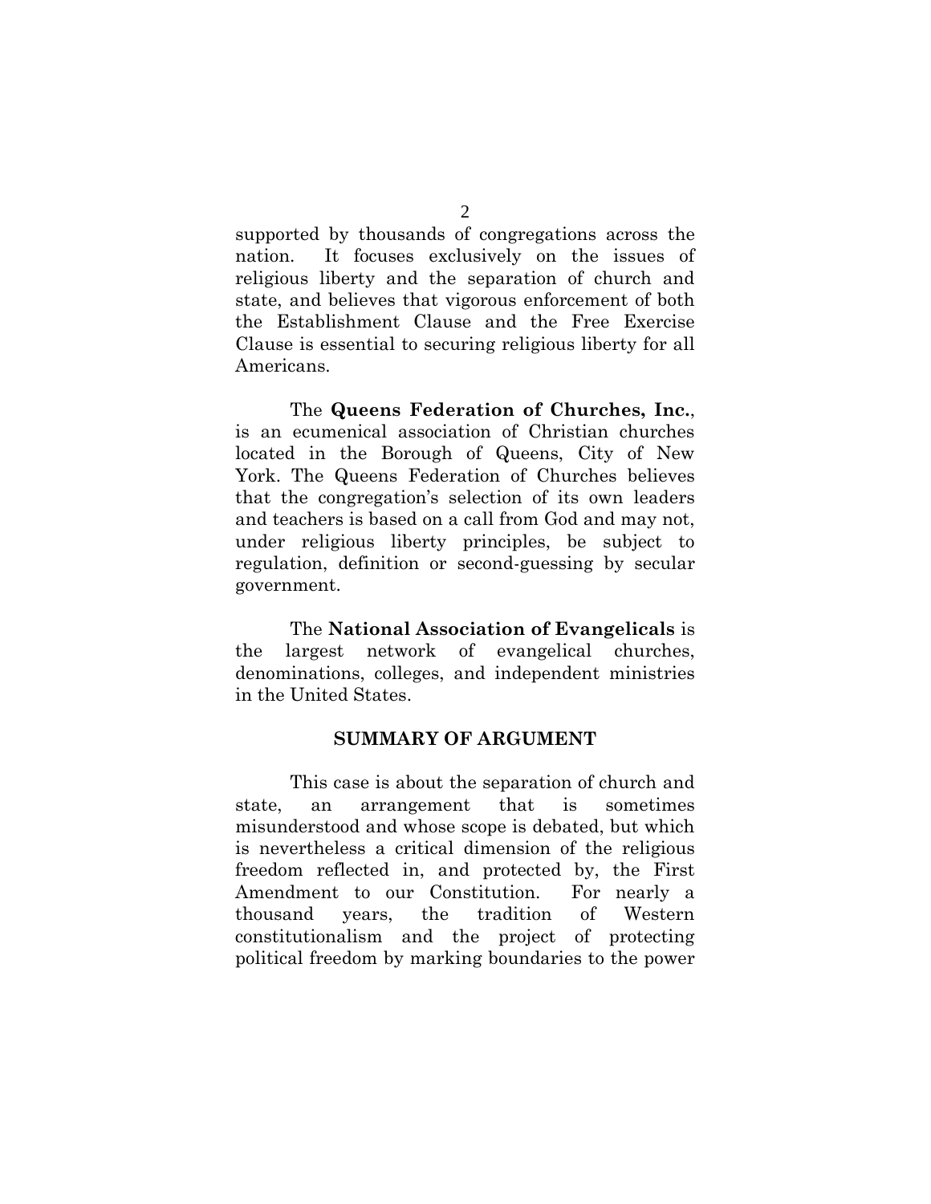supported by thousands of congregations across the nation. It focuses exclusively on the issues of religious liberty and the separation of church and state, and believes that vigorous enforcement of both the Establishment Clause and the Free Exercise Clause is essential to securing religious liberty for all Americans.

The **Queens Federation of Churches, Inc.**, is an ecumenical association of Christian churches located in the Borough of Queens, City of New York. The Queens Federation of Churches believes that the congregation's selection of its own leaders and teachers is based on a call from God and may not, under religious liberty principles, be subject to regulation, definition or second-guessing by secular government.

The **National Association of Evangelicals** is the largest network of evangelical churches, denominations, colleges, and independent ministries in the United States.

## SUMMARY OF ARGUMENT

This case is about the separation of church and state, an arrangement that is sometimes misunderstood and whose scope is debated, but which is nevertheless a critical dimension of the religious freedom reflected in, and protected by, the First Amendment to our Constitution. For nearly a thousand years, the tradition of Western constitutionalism and the project of protecting political freedom by marking boundaries to the power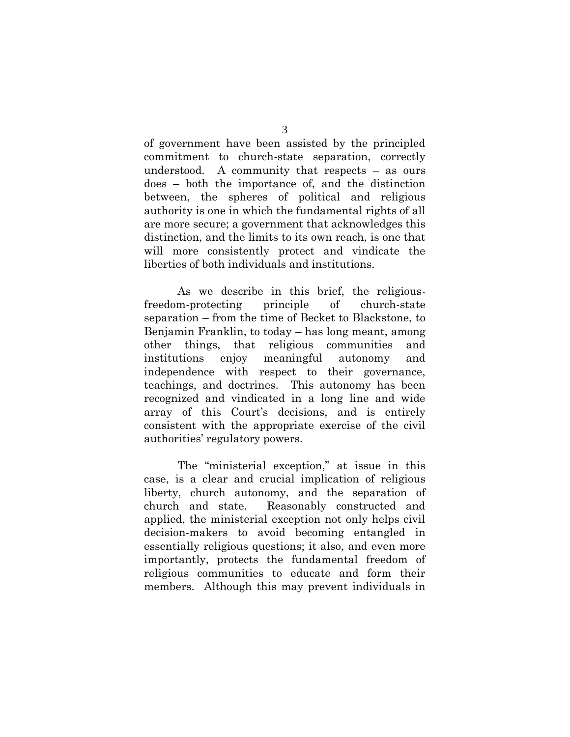of government have been assisted by the principled commitment to church-state separation, correctly understood. A community that respects – as ours does – both the importance of, and the distinction between, the spheres of political and religious authority is one in which the fundamental rights of all are more secure; a government that acknowledges this distinction, and the limits to its own reach, is one that will more consistently protect and vindicate the liberties of both individuals and institutions.

As we describe in this brief, the religious-freedom-protecting principle of church-state separation – from the time of Becket to Blackstone, to Benjamin Franklin, to today – has long meant, among other things, that religious communities and institutions enjoy meaningful autonomy and independence with respect to their governance, teachings, and doctrines. This autonomy has been recognized and vindicated in a long line and wide array of this Court's decisions, and is entirely consistent with the appropriate exercise of the civil authorities' regulatory powers.

The "ministerial exception," at issue in this case, is a clear and crucial implication of religious liberty, church autonomy, and the separation of church and state. Reasonably constructed and applied, the ministerial exception not only helps civil decision-makers to avoid becoming entangled in essentially religious questions; it also, and even more importantly, protects the fundamental freedom of religious communities to educate and form their members. Although this may prevent individuals in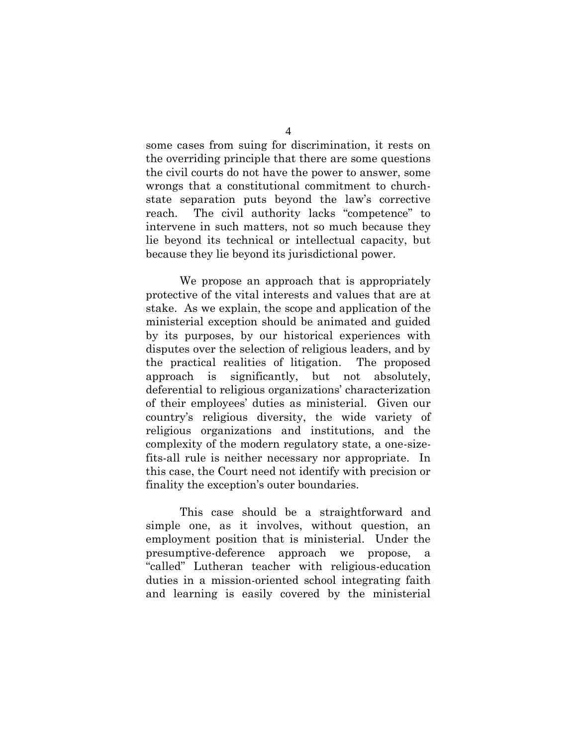some cases from suing for discrimination, it rests on the overriding principle that there are some questions the civil courts do not have the power to answer, some wrongs that a constitutional commitment to church-state separation puts beyond the law's corrective reach. The civil authority lacks "competence" to intervene in such matters, not so much because they lie beyond its technical or intellectual capacity, but because they lie beyond its jurisdictional power.

We propose an approach that is appropriately protective of the vital interests and values that are at stake. As we explain, the scope and application of the ministerial exception should be animated and guided by its purposes, by our historical experiences with disputes over the selection of religious leaders, and by the practical realities of litigation. The proposed approach is significantly, but not absolutely, deferential to religious organizations' characterization of their employees' duties as ministerial. Given our country's religious diversity, the wide variety of religious organizations and institutions, and the complexity of the modern regulatory state, a one-size-fits-all rule is neither necessary nor appropriate. In this case, the Court need not identify with precision or finality the exception's outer boundaries.

This case should be a straightforward and simple one, as it involves, without question, an employment position that is ministerial. Under the presumptive-deference approach we propose, a "called" Lutheran teacher with religious-education duties in a mission-oriented school integrating faith and learning is easily covered by the ministerial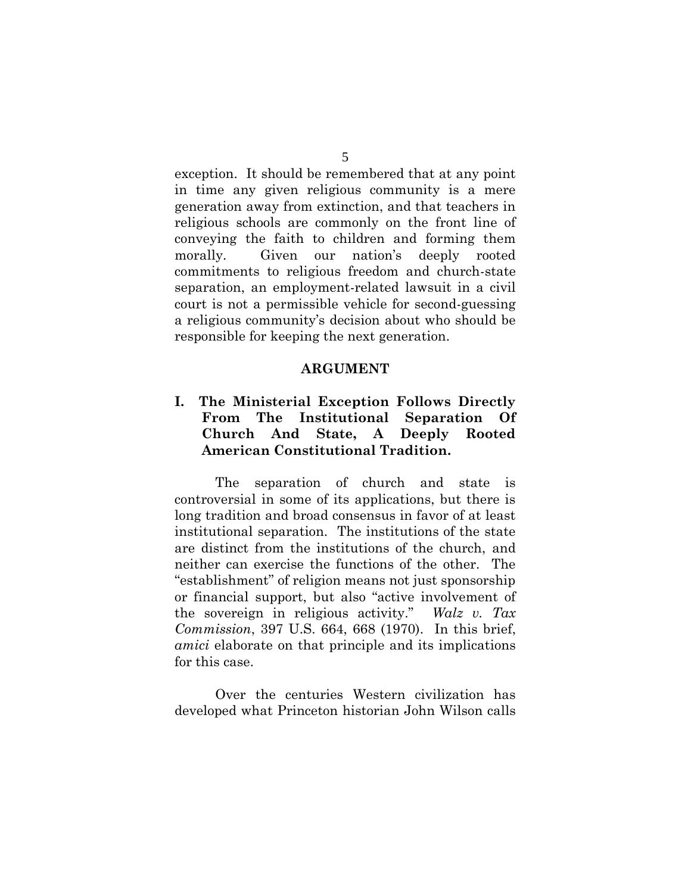exception. It should be remembered that at any point in time any given religious community is a mere generation away from extinction, and that teachers in religious schools are commonly on the front line of conveying the faith to children and forming them morally. Given our nation's deeply rooted commitments to religious freedom and church-state separation, an employment-related lawsuit in a civil court is not a permissible vehicle for second-guessing a religious community's decision about who should be responsible for keeping the next generation.

## ARGUMENT

### I. The Ministerial Exception Follows Directly From The Institutional Separation Of Church And State, A Deeply Rooted American Constitutional Tradition.

The separation of church and state is controversial in some of its applications, but there is long tradition and broad consensus in favor of at least institutional separation. The institutions of the state are distinct from the institutions of the church, and neither can exercise the functions of the other. The "establishment" of religion means not just sponsorship or financial support, but also "active involvement of the sovereign in religious activity." *Walz v. Tax Commission*, 397 U.S. 664, 668 (1970). In this brief, *amici* elaborate on that principle and its implications for this case.

Over the centuries Western civilization has developed what Princeton historian John Wilson calls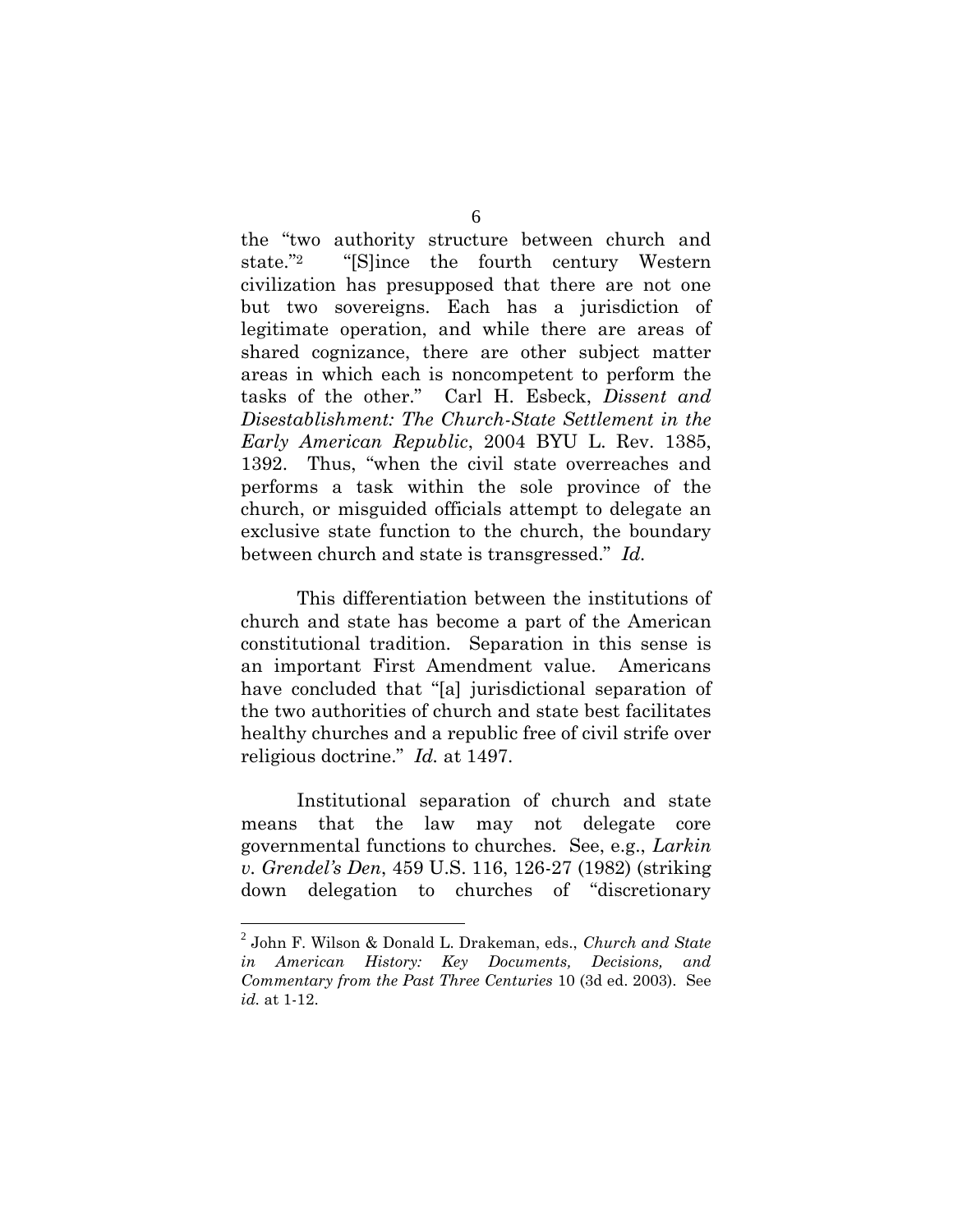the "two authority structure between church and state."[2] "[S]ince the fourth century Western civilization has presupposed that there are not one but two sovereigns. Each has a jurisdiction of legitimate operation, and while there are areas of shared cognizance, there are other subject matter areas in which each is noncompetent to perform the tasks of the other." Carl H. Esbeck, *Dissent and Disestablishment: The Church-State Settlement in the Early American Republic*, 2004 BYU L. Rev. 1385, 1392. Thus, "when the civil state overreaches and performs a task within the sole province of the church, or misguided officials attempt to delegate an exclusive state function to the church, the boundary between church and state is transgressed." *Id.*

This differentiation between the institutions of church and state has become a part of the American constitutional tradition. Separation in this sense is an important First Amendment value. Americans have concluded that "[a] jurisdictional separation of the two authorities of church and state best facilitates healthy churches and a republic free of civil strife over religious doctrine." *Id.* at 1497.

Institutional separation of church and state means that the law may not delegate core governmental functions to churches. See, e.g., *Larkin v. Grendel's Den*, 459 U.S. 116, 126-27 (1982) (striking down delegation to churches of "discretionary

---

[2] John F. Wilson & Donald L. Drakeman, eds., *Church and State in American History: Key Documents, Decisions, and Commentary from the Past Three Centuries* 10 (3d ed. 2003). See *id.* at 1-12.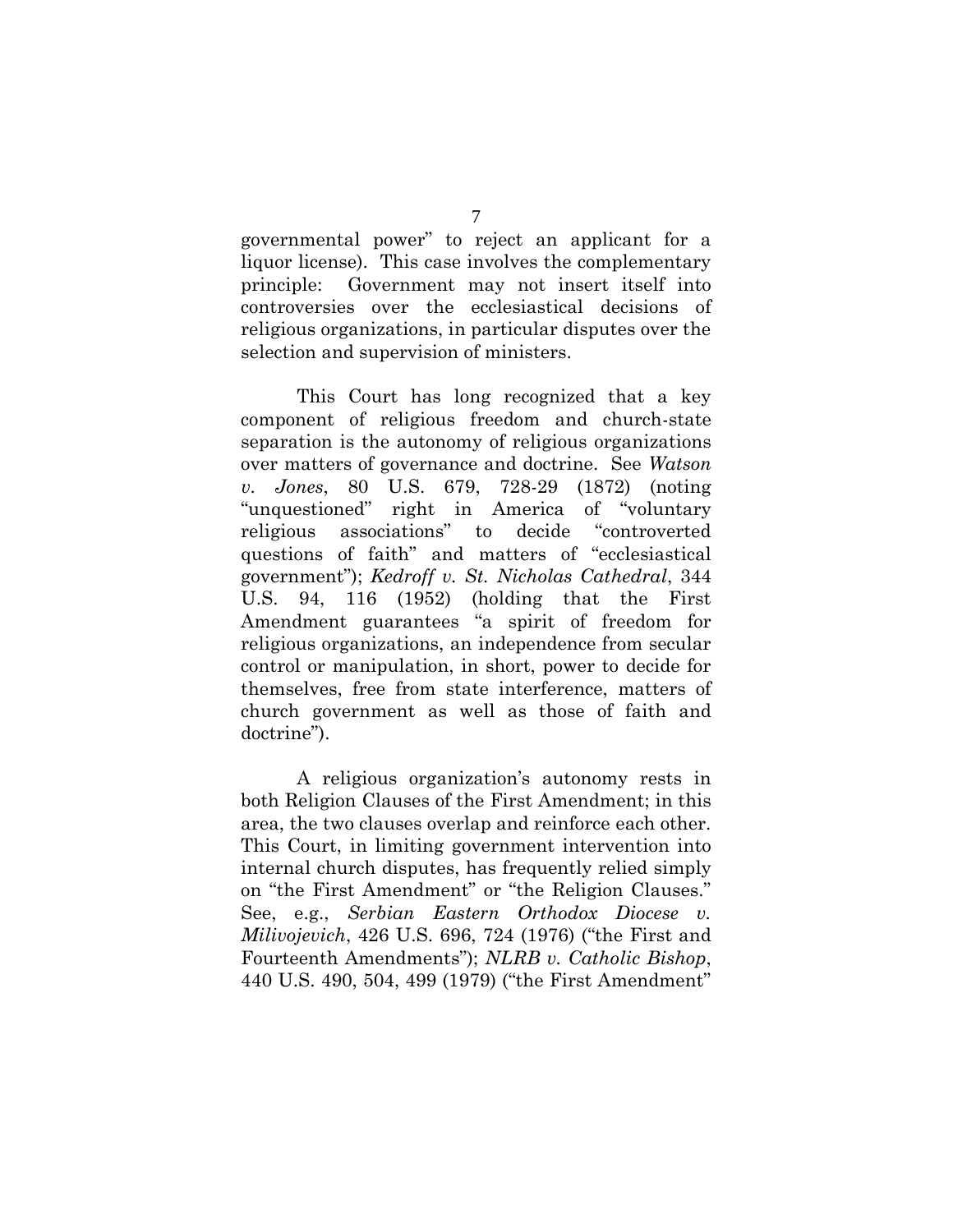governmental power" to reject an applicant for a liquor license). This case involves the complementary principle: Government may not insert itself into controversies over the ecclesiastical decisions of religious organizations, in particular disputes over the selection and supervision of ministers.

This Court has long recognized that a key component of religious freedom and church-state separation is the autonomy of religious organizations over matters of governance and doctrine. See *Watson v. Jones*, 80 U.S. 679, 728-29 (1872) (noting "unquestioned" right in America of "voluntary religious associations" to decide "controverted questions of faith" and matters of "ecclesiastical government"); *Kedroff v. St. Nicholas Cathedral*, 344 U.S. 94, 116 (1952) (holding that the First Amendment guarantees "a spirit of freedom for religious organizations, an independence from secular control or manipulation, in short, power to decide for themselves, free from state interference, matters of church government as well as those of faith and doctrine").

A religious organization's autonomy rests in both Religion Clauses of the First Amendment; in this area, the two clauses overlap and reinforce each other. This Court, in limiting government intervention into internal church disputes, has frequently relied simply on "the First Amendment" or "the Religion Clauses." See, e.g., *Serbian Eastern Orthodox Diocese v. Milivojevich*, 426 U.S. 696, 724 (1976) ("the First and Fourteenth Amendments"); *NLRB v. Catholic Bishop*, 440 U.S. 490, 504, 499 (1979) ("the First Amendment"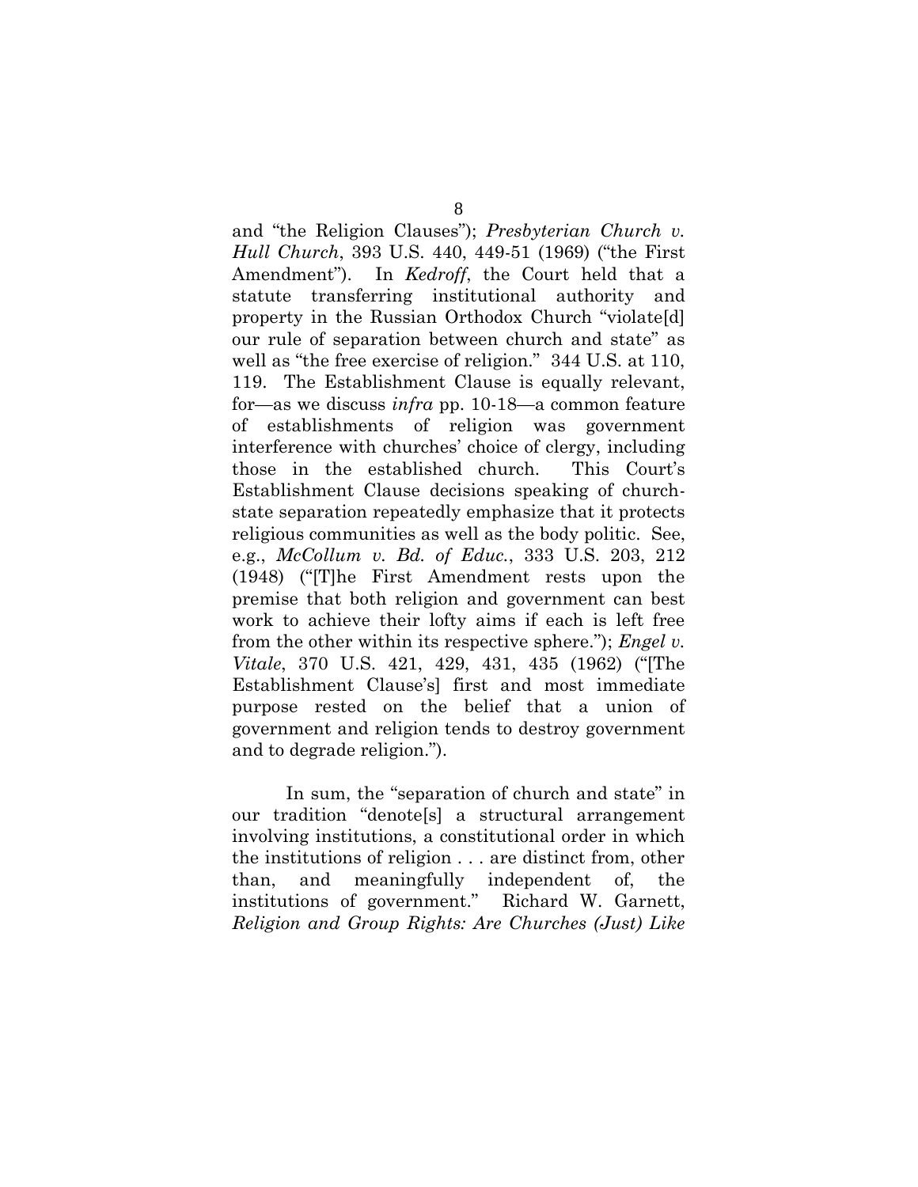and "the Religion Clauses"); *Presbyterian Church v. Hull Church*, 393 U.S. 440, 449-51 (1969) ("the First Amendment"). In *Kedroff*, the Court held that a statute transferring institutional authority and property in the Russian Orthodox Church "violate[d] our rule of separation between church and state" as well as "the free exercise of religion." 344 U.S. at 110, 119. The Establishment Clause is equally relevant, for—as we discuss *infra* pp. 10-18—a common feature of establishments of religion was government interference with churches' choice of clergy, including those in the established church. This Court's Establishment Clause decisions speaking of church-state separation repeatedly emphasize that it protects religious communities as well as the body politic. See, e.g., *McCollum v. Bd. of Educ.*, 333 U.S. 203, 212 (1948) ("[T]he First Amendment rests upon the premise that both religion and government can best work to achieve their lofty aims if each is left free from the other within its respective sphere."); *Engel v. Vitale*, 370 U.S. 421, 429, 431, 435 (1962) ("[The Establishment Clause's] first and most immediate purpose rested on the belief that a union of government and religion tends to destroy government and to degrade religion.").

In sum, the "separation of church and state" in our tradition "denote[s] a structural arrangement involving institutions, a constitutional order in which the institutions of religion . . . are distinct from, other than, and meaningfully independent of, the institutions of government." Richard W. Garnett, *Religion and Group Rights: Are Churches (Just) Like*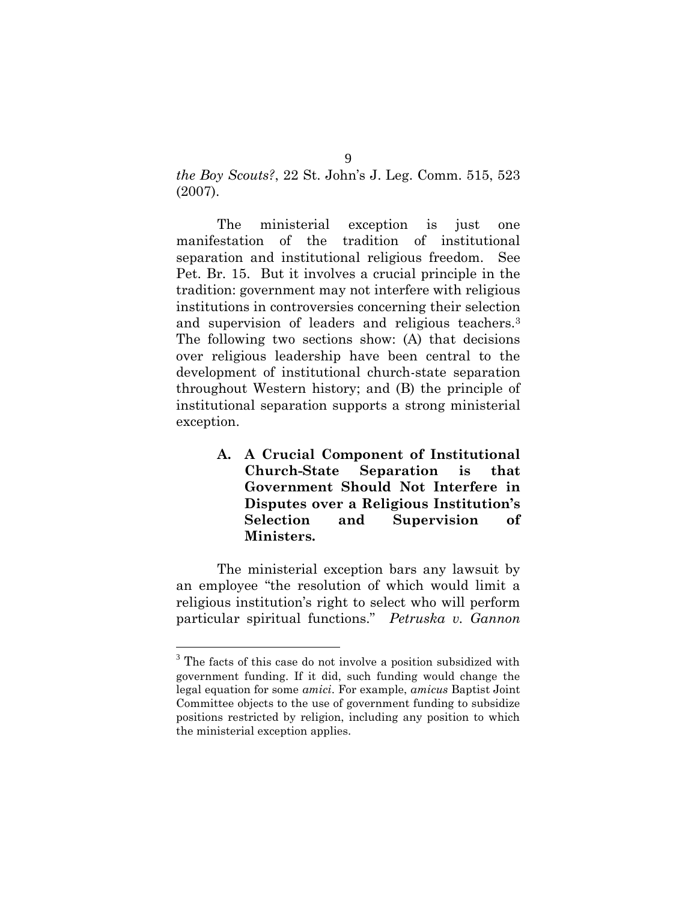*the Boy Scouts?*, 22 St. John's J. Leg. Comm. 515, 523 (2007).

The ministerial exception is just one manifestation of the tradition of institutional separation and institutional religious freedom. See Pet. Br. 15. But it involves a crucial principle in the tradition: government may not interfere with religious institutions in controversies concerning their selection and supervision of leaders and religious teachers.[3] The following two sections show: (A) that decisions over religious leadership have been central to the development of institutional church-state separation throughout Western history; and (B) the principle of institutional separation supports a strong ministerial exception.

### A. A Crucial Component of Institutional Church-State Separation is that Government Should Not Interfere in Disputes over a Religious Institution's Selection and Supervision of Ministers.

The ministerial exception bars any lawsuit by an employee "the resolution of which would limit a religious institution's right to select who will perform particular spiritual functions." *Petruska v. Gannon*

[3] The facts of this case do not involve a position subsidized with government funding. If it did, such funding would change the legal equation for some *amici*. For example, *amicus* Baptist Joint Committee objects to the use of government funding to subsidize positions restricted by religion, including any position to which the ministerial exception applies.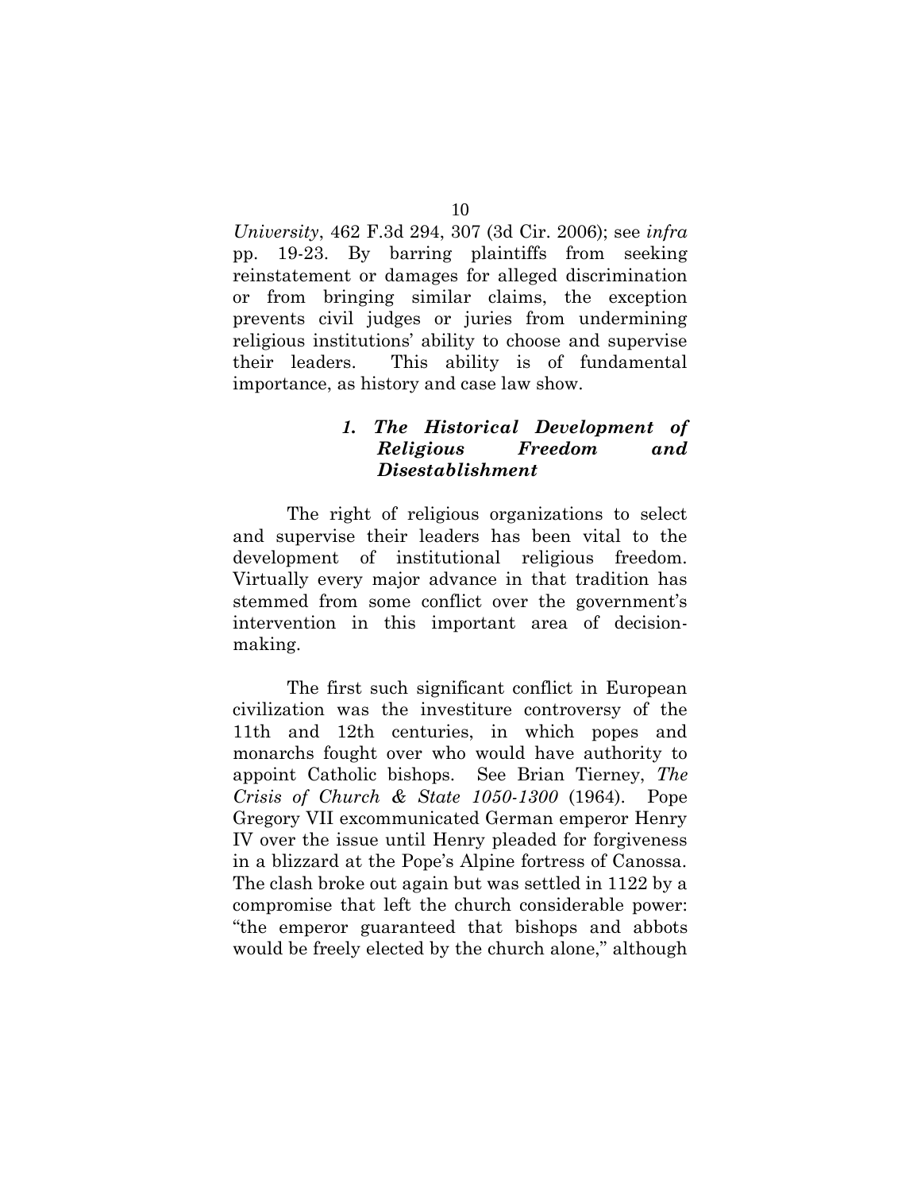*University*, 462 F.3d 294, 307 (3d Cir. 2006); see *infra* pp. 19-23. By barring plaintiffs from seeking reinstatement or damages for alleged discrimination or from bringing similar claims, the exception prevents civil judges or juries from undermining religious institutions' ability to choose and supervise their leaders. This ability is of fundamental importance, as history and case law show.

### *1. The Historical Development of Religious Freedom and Disestablishment*

The right of religious organizations to select and supervise their leaders has been vital to the development of institutional religious freedom. Virtually every major advance in that tradition has stemmed from some conflict over the government's intervention in this important area of decision-making.

The first such significant conflict in European civilization was the investiture controversy of the 11th and 12th centuries, in which popes and monarchs fought over who would have authority to appoint Catholic bishops. See Brian Tierney, *The Crisis of Church & State 1050-1300* (1964). Pope Gregory VII excommunicated German emperor Henry IV over the issue until Henry pleaded for forgiveness in a blizzard at the Pope's Alpine fortress of Canossa. The clash broke out again but was settled in 1122 by a compromise that left the church considerable power: "the emperor guaranteed that bishops and abbots would be freely elected by the church alone," although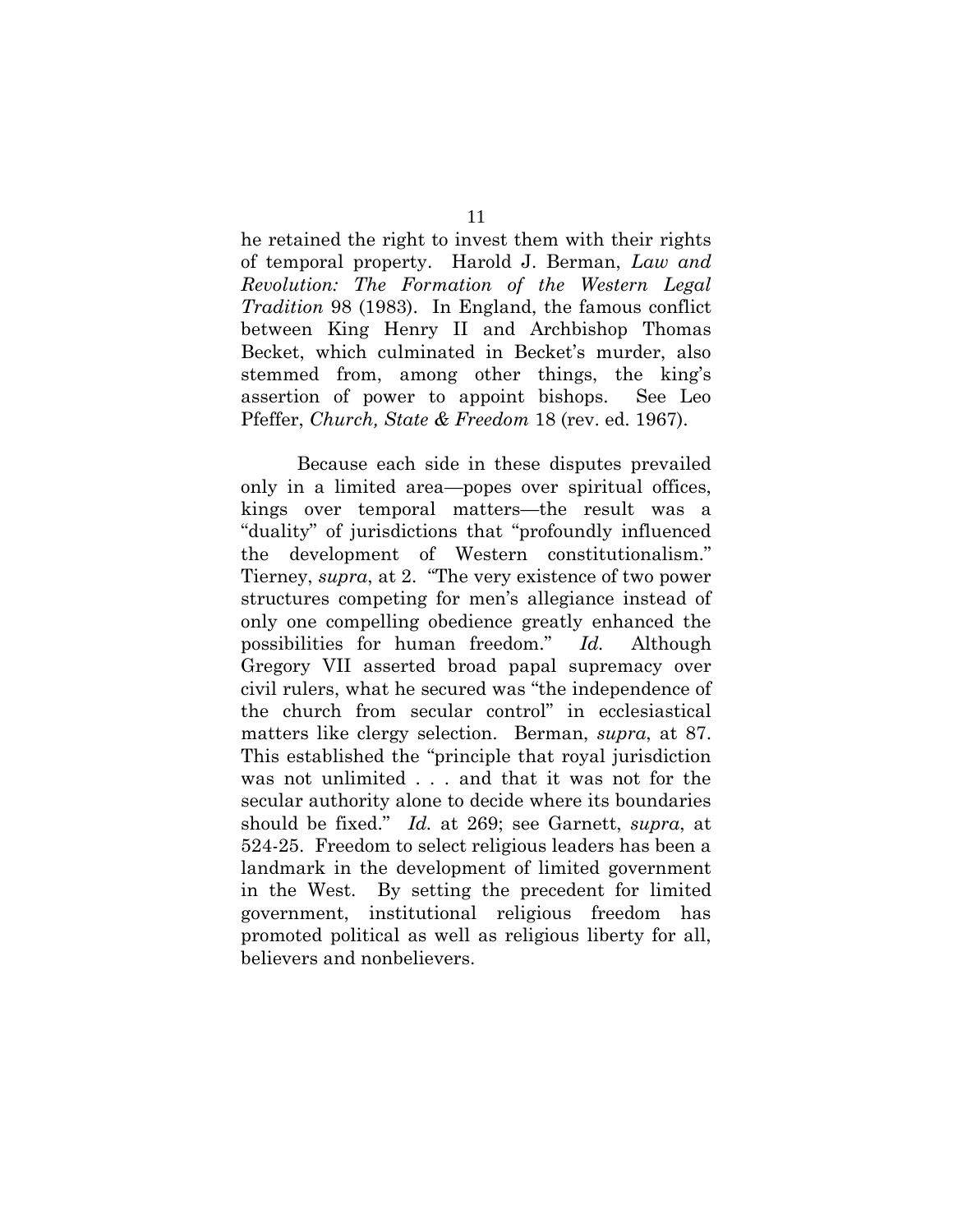he retained the right to invest them with their rights of temporal property. Harold J. Berman, *Law and Revolution: The Formation of the Western Legal Tradition* 98 (1983). In England, the famous conflict between King Henry II and Archbishop Thomas Becket, which culminated in Becket's murder, also stemmed from, among other things, the king's assertion of power to appoint bishops. See Leo Pfeffer, *Church, State & Freedom* 18 (rev. ed. 1967).

Because each side in these disputes prevailed only in a limited area—popes over spiritual offices, kings over temporal matters—the result was a "duality" of jurisdictions that "profoundly influenced the development of Western constitutionalism." Tierney, *supra*, at 2. "The very existence of two power structures competing for men's allegiance instead of only one compelling obedience greatly enhanced the possibilities for human freedom." *Id.* Although Gregory VII asserted broad papal supremacy over civil rulers, what he secured was "the independence of the church from secular control" in ecclesiastical matters like clergy selection. Berman, *supra*, at 87. This established the "principle that royal jurisdiction was not unlimited . . . and that it was not for the secular authority alone to decide where its boundaries should be fixed." *Id.* at 269; see Garnett, *supra*, at 524-25. Freedom to select religious leaders has been a landmark in the development of limited government in the West. By setting the precedent for limited government, institutional religious freedom has promoted political as well as religious liberty for all, believers and nonbelievers.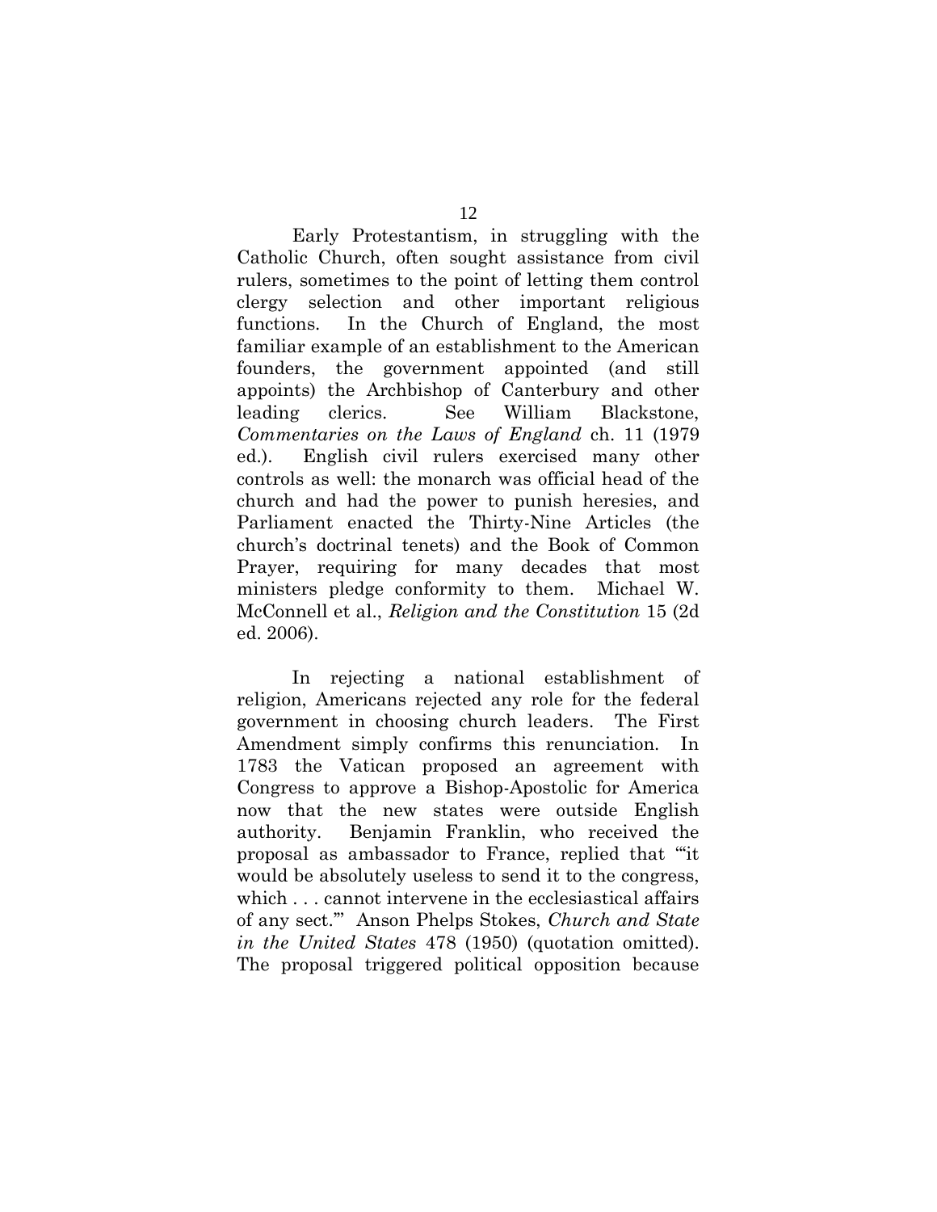Early Protestantism, in struggling with the Catholic Church, often sought assistance from civil rulers, sometimes to the point of letting them control clergy selection and other important religious functions. In the Church of England, the most familiar example of an establishment to the American founders, the government appointed (and still appoints) the Archbishop of Canterbury and other leading clerics. See William Blackstone, *Commentaries on the Laws of England* ch. 11 (1979 ed.). English civil rulers exercised many other controls as well: the monarch was official head of the church and had the power to punish heresies, and Parliament enacted the Thirty-Nine Articles (the church's doctrinal tenets) and the Book of Common Prayer, requiring for many decades that most ministers pledge conformity to them. Michael W. McConnell et al., *Religion and the Constitution* 15 (2d ed. 2006).

In rejecting a national establishment of religion, Americans rejected any role for the federal government in choosing church leaders. The First Amendment simply confirms this renunciation. In 1783 the Vatican proposed an agreement with Congress to approve a Bishop-Apostolic for America now that the new states were outside English authority. Benjamin Franklin, who received the proposal as ambassador to France, replied that "'it would be absolutely useless to send it to the congress, which . . . cannot intervene in the ecclesiastical affairs of any sect.'" Anson Phelps Stokes, *Church and State in the United States* 478 (1950) (quotation omitted). The proposal triggered political opposition because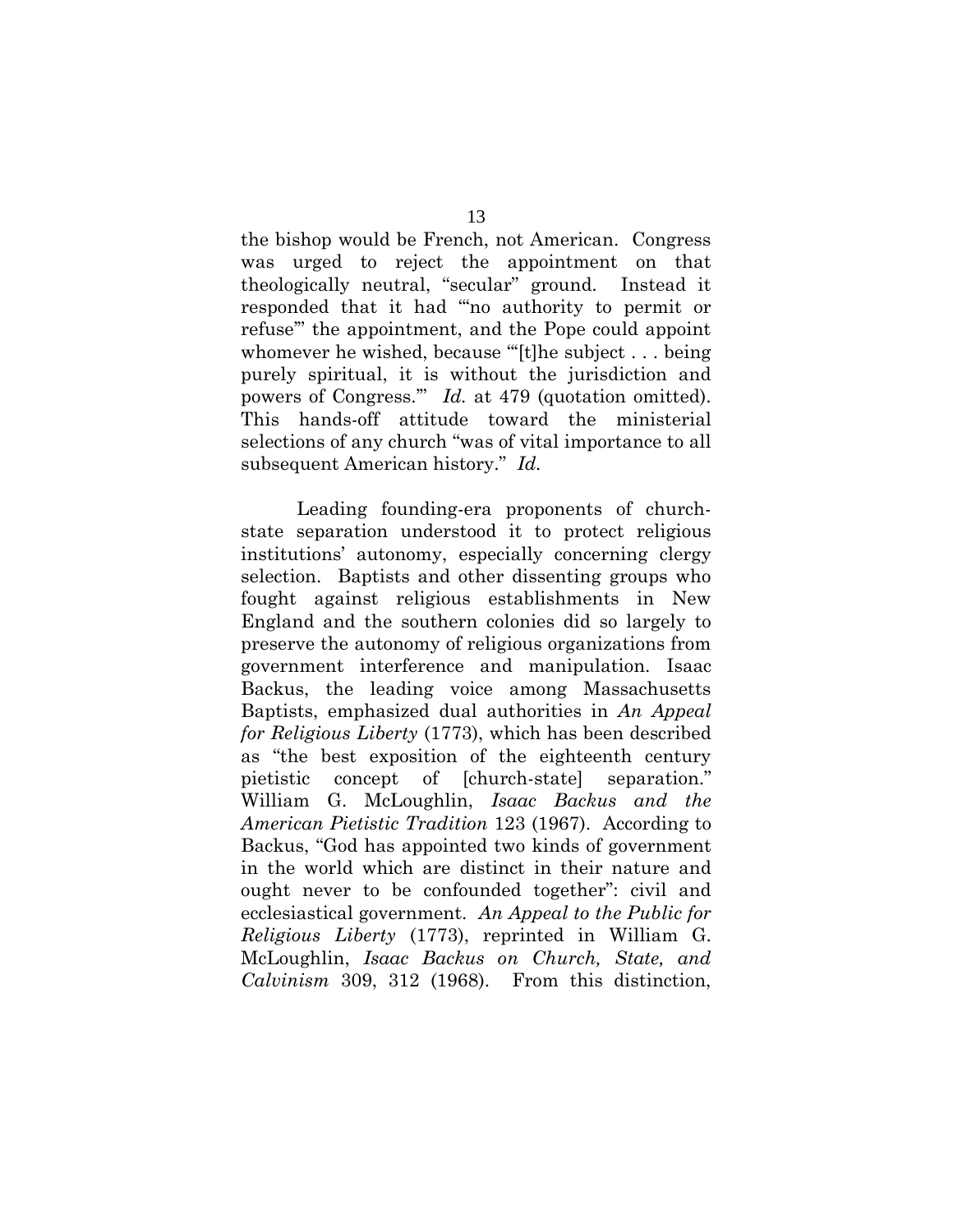the bishop would be French, not American. Congress was urged to reject the appointment on that theologically neutral, "secular" ground. Instead it responded that it had "'no authority to permit or refuse'" the appointment, and the Pope could appoint whomever he wished, because "'[t]he subject . . . being purely spiritual, it is without the jurisdiction and powers of Congress.'" *Id.* at 479 (quotation omitted). This hands-off attitude toward the ministerial selections of any church "was of vital importance to all subsequent American history." *Id.*

Leading founding-era proponents of church-state separation understood it to protect religious institutions' autonomy, especially concerning clergy selection. Baptists and other dissenting groups who fought against religious establishments in New England and the southern colonies did so largely to preserve the autonomy of religious organizations from government interference and manipulation. Isaac Backus, the leading voice among Massachusetts Baptists, emphasized dual authorities in *An Appeal for Religious Liberty* (1773), which has been described as "the best exposition of the eighteenth century pietistic concept of [church-state] separation." William G. McLoughlin, *Isaac Backus and the American Pietistic Tradition* 123 (1967). According to Backus, "God has appointed two kinds of government in the world which are distinct in their nature and ought never to be confounded together": civil and ecclesiastical government. *An Appeal to the Public for Religious Liberty* (1773), reprinted in William G. McLoughlin, *Isaac Backus on Church, State, and Calvinism* 309, 312 (1968). From this distinction,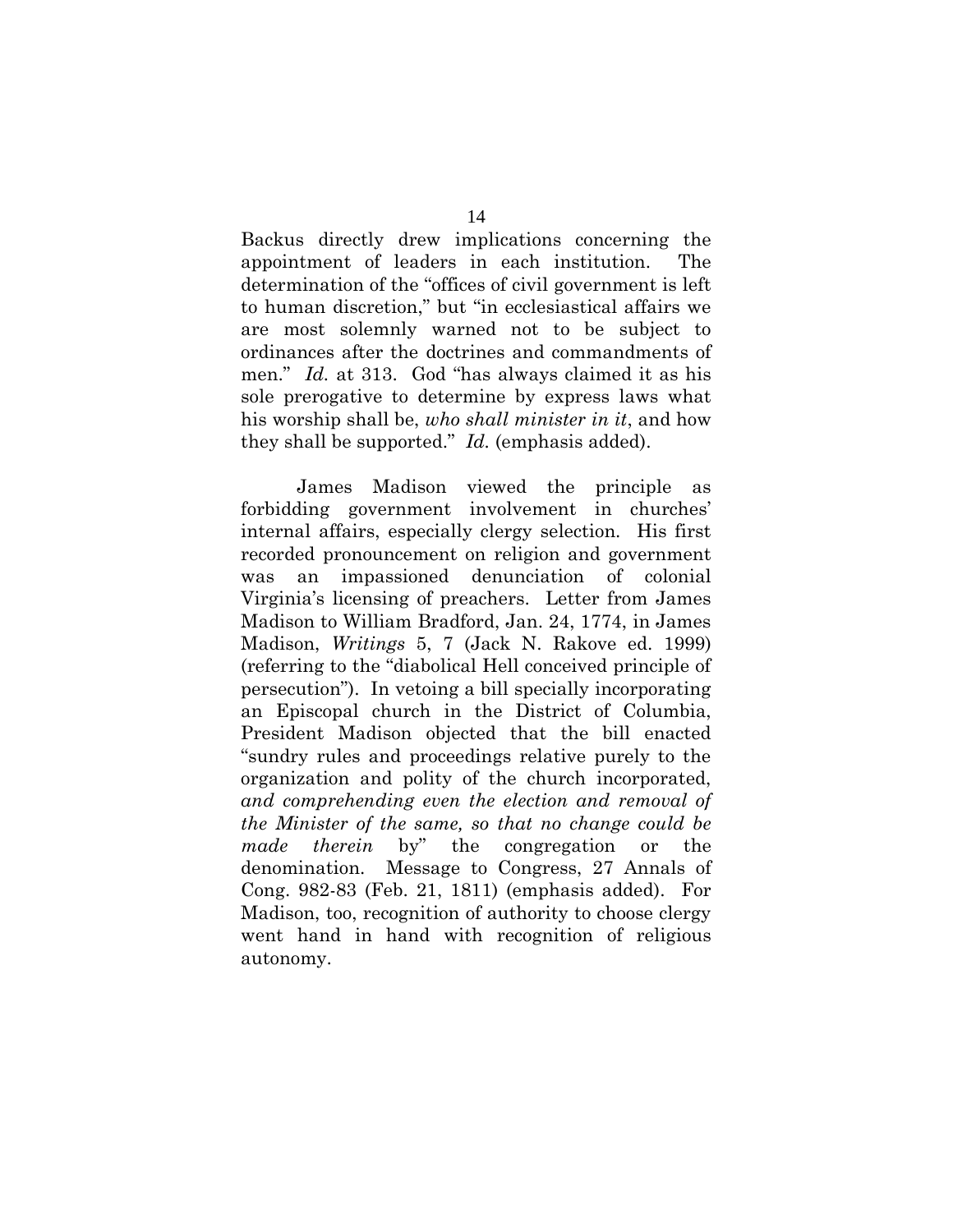Backus directly drew implications concerning the appointment of leaders in each institution. The determination of the "offices of civil government is left to human discretion," but "in ecclesiastical affairs we are most solemnly warned not to be subject to ordinances after the doctrines and commandments of men." *Id.* at 313. God "has always claimed it as his sole prerogative to determine by express laws what his worship shall be, *who shall minister in it*, and how they shall be supported." *Id.* (emphasis added).

James Madison viewed the principle as forbidding government involvement in churches' internal affairs, especially clergy selection. His first recorded pronouncement on religion and government was an impassioned denunciation of colonial Virginia's licensing of preachers. Letter from James Madison to William Bradford, Jan. 24, 1774, in James Madison, *Writings* 5, 7 (Jack N. Rakove ed. 1999) (referring to the "diabolical Hell conceived principle of persecution"). In vetoing a bill specially incorporating an Episcopal church in the District of Columbia, President Madison objected that the bill enacted "sundry rules and proceedings relative purely to the organization and polity of the church incorporated, *and comprehending even the election and removal of the Minister of the same, so that no change could be made therein* by" the congregation or the denomination. Message to Congress, 27 Annals of Cong. 982-83 (Feb. 21, 1811) (emphasis added). For Madison, too, recognition of authority to choose clergy went hand in hand with recognition of religious autonomy.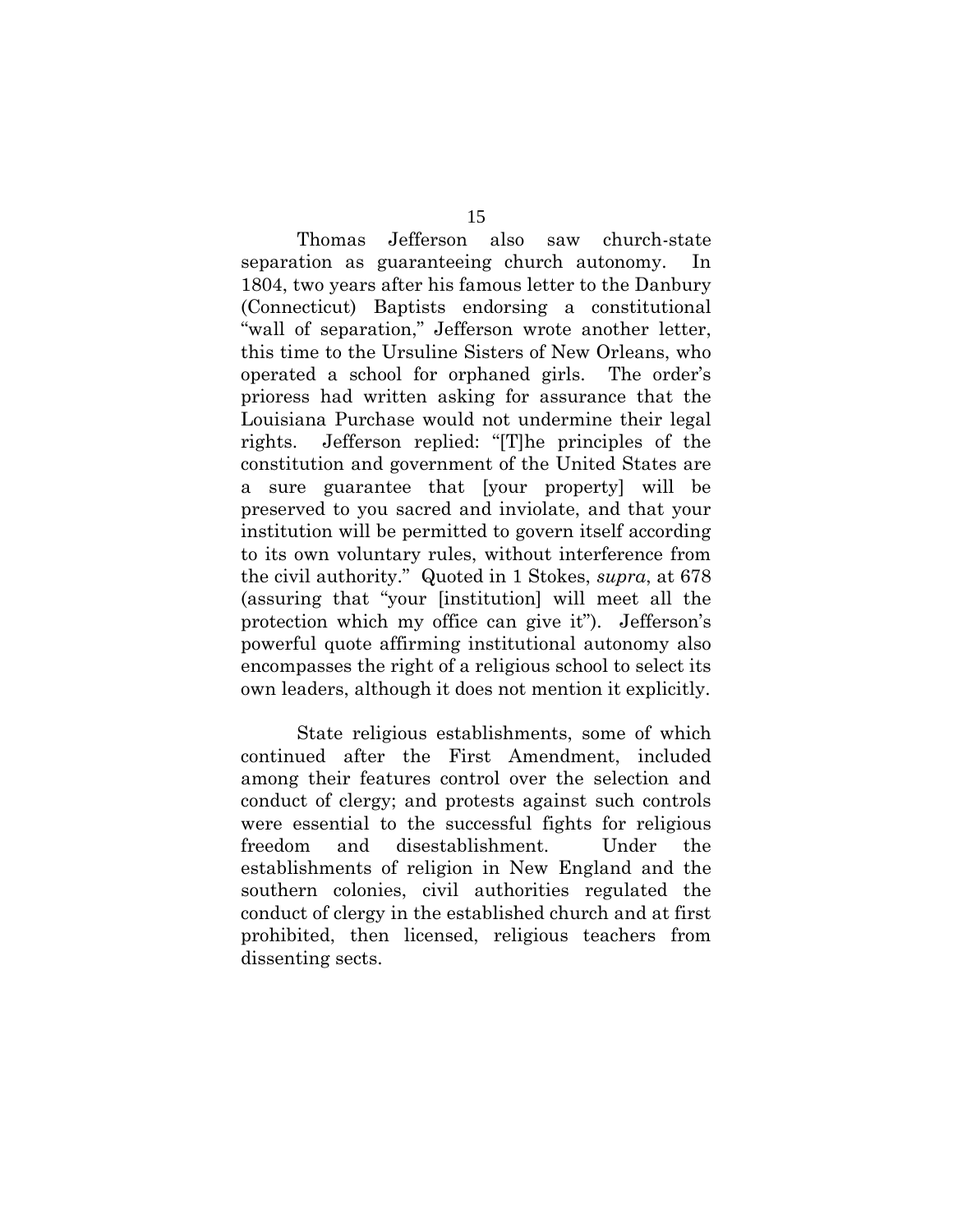Thomas Jefferson also saw church-state separation as guaranteeing church autonomy. In 1804, two years after his famous letter to the Danbury (Connecticut) Baptists endorsing a constitutional "wall of separation," Jefferson wrote another letter, this time to the Ursuline Sisters of New Orleans, who operated a school for orphaned girls. The order's prioress had written asking for assurance that the Louisiana Purchase would not undermine their legal rights. Jefferson replied: "[T]he principles of the constitution and government of the United States are a sure guarantee that [your property] will be preserved to you sacred and inviolate, and that your institution will be permitted to govern itself according to its own voluntary rules, without interference from the civil authority." Quoted in 1 Stokes, *supra*, at 678 (assuring that "your [institution] will meet all the protection which my office can give it"). Jefferson's powerful quote affirming institutional autonomy also encompasses the right of a religious school to select its own leaders, although it does not mention it explicitly.

State religious establishments, some of which continued after the First Amendment, included among their features control over the selection and conduct of clergy; and protests against such controls were essential to the successful fights for religious freedom and disestablishment. Under the establishments of religion in New England and the southern colonies, civil authorities regulated the conduct of clergy in the established church and at first prohibited, then licensed, religious teachers from dissenting sects.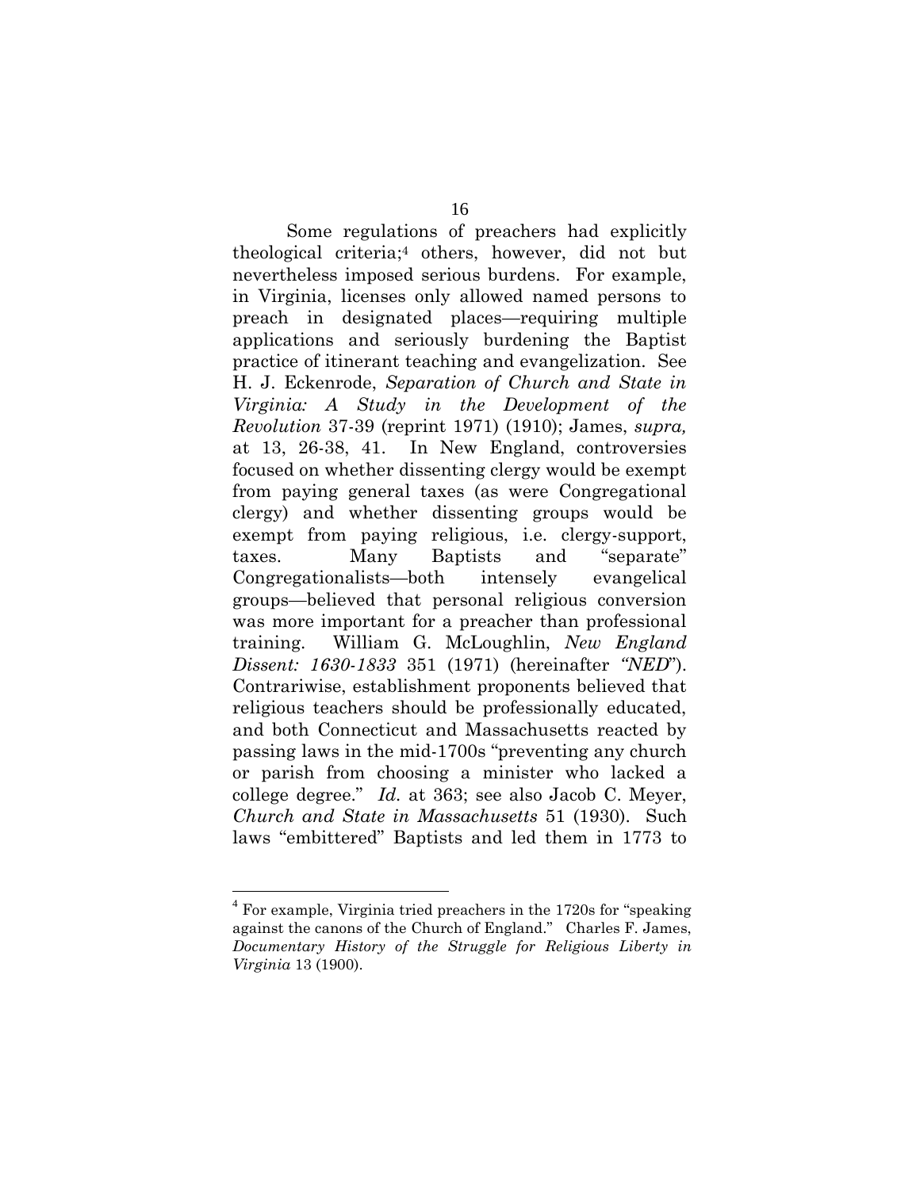Some regulations of preachers had explicitly theological criteria;[4] others, however, did not but nevertheless imposed serious burdens. For example, in Virginia, licenses only allowed named persons to preach in designated places—requiring multiple applications and seriously burdening the Baptist practice of itinerant teaching and evangelization. See H. J. Eckenrode, *Separation of Church and State in Virginia: A Study in the Development of the Revolution* 37-39 (reprint 1971) (1910); James, *supra,* at 13, 26-38, 41. In New England, controversies focused on whether dissenting clergy would be exempt from paying general taxes (as were Congregational clergy) and whether dissenting groups would be exempt from paying religious, i.e. clergy-support, taxes. Many Baptists and "separate" Congregationalists—both intensely evangelical groups—believed that personal religious conversion was more important for a preacher than professional training. William G. McLoughlin, *New England Dissent: 1630-1833* 351 (1971) (hereinafter *"NED"*). Contrariwise, establishment proponents believed that religious teachers should be professionally educated, and both Connecticut and Massachusetts reacted by passing laws in the mid-1700s "preventing any church or parish from choosing a minister who lacked a college degree." *Id.* at 363; see also Jacob C. Meyer, *Church and State in Massachusetts* 51 (1930). Such laws "embittered" Baptists and led them in 1773 to

[4] For example, Virginia tried preachers in the 1720s for "speaking against the canons of the Church of England." Charles F. James, *Documentary History of the Struggle for Religious Liberty in Virginia* 13 (1900).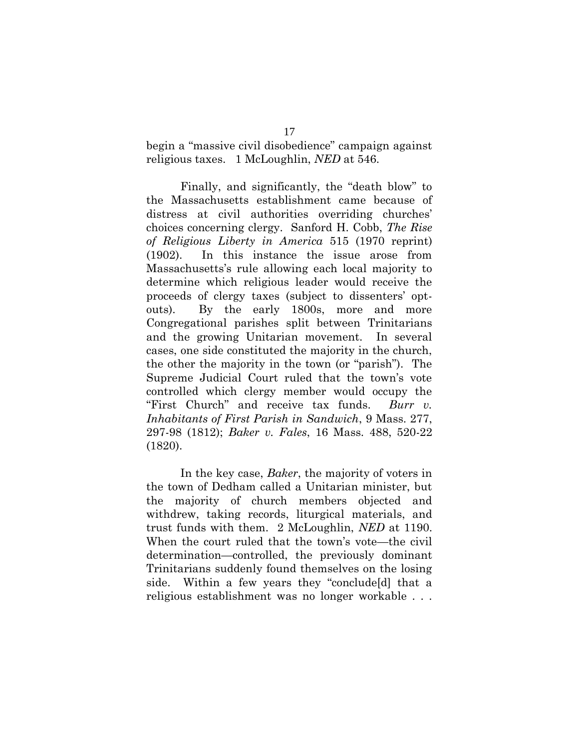begin a "massive civil disobedience" campaign against religious taxes. 1 McLoughlin, *NED* at 546.

Finally, and significantly, the "death blow" to the Massachusetts establishment came because of distress at civil authorities overriding churches' choices concerning clergy. Sanford H. Cobb, *The Rise of Religious Liberty in America* 515 (1970 reprint) (1902). In this instance the issue arose from Massachusetts's rule allowing each local majority to determine which religious leader would receive the proceeds of clergy taxes (subject to dissenters' opt-outs). By the early 1800s, more and more Congregational parishes split between Trinitarians and the growing Unitarian movement. In several cases, one side constituted the majority in the church, the other the majority in the town (or "parish"). The Supreme Judicial Court ruled that the town's vote controlled which clergy member would occupy the "First Church" and receive tax funds. *Burr v. Inhabitants of First Parish in Sandwich*, 9 Mass. 277, 297-98 (1812); *Baker v. Fales*, 16 Mass. 488, 520-22 (1820).

In the key case, *Baker*, the majority of voters in the town of Dedham called a Unitarian minister, but the majority of church members objected and withdrew, taking records, liturgical materials, and trust funds with them. 2 McLoughlin, *NED* at 1190. When the court ruled that the town's vote—the civil determination—controlled, the previously dominant Trinitarians suddenly found themselves on the losing side. Within a few years they "conclude[d] that a religious establishment was no longer workable . . .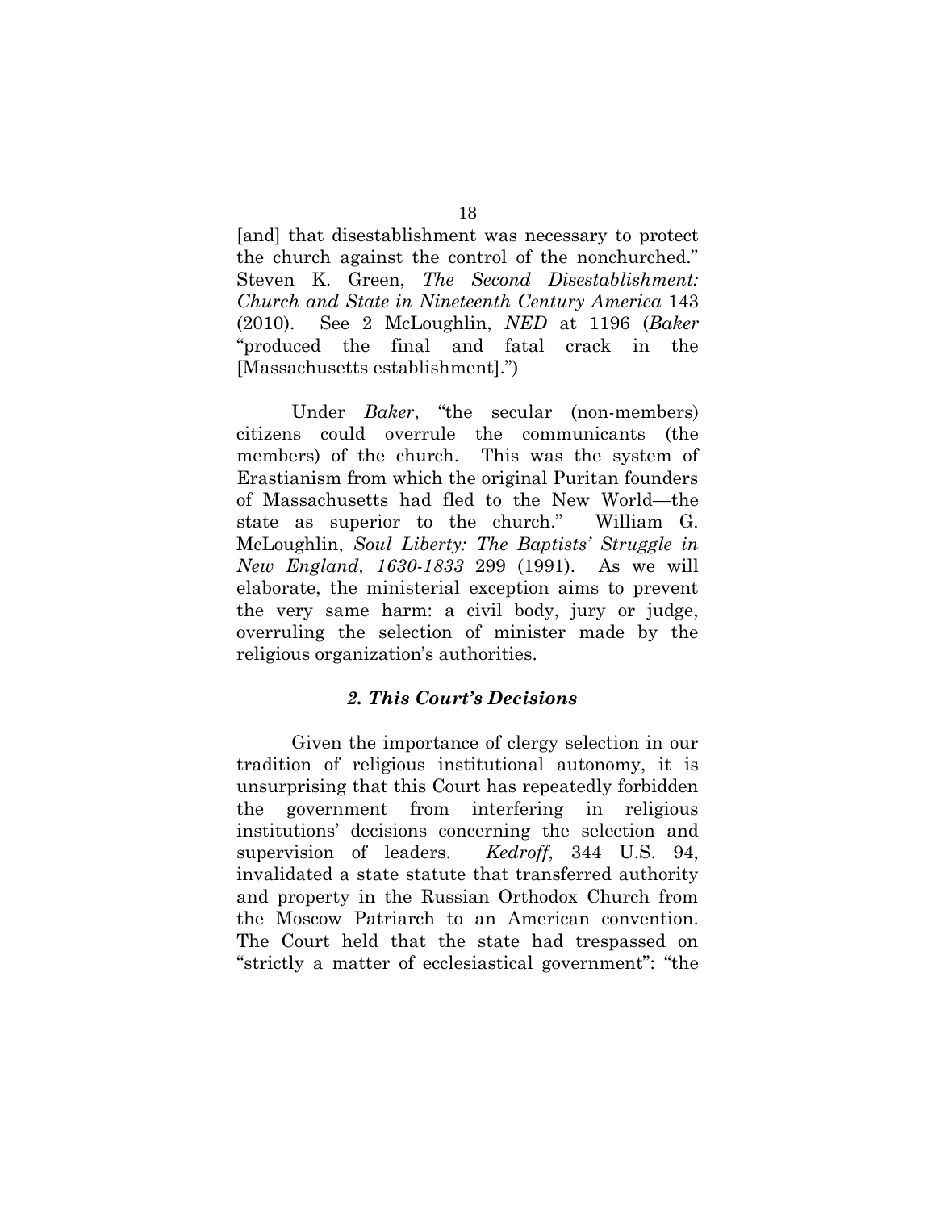[and] that disestablishment was necessary to protect the church against the control of the nonchurched." Steven K. Green, *The Second Disestablishment: Church and State in Nineteenth Century America* 143 (2010). See 2 McLoughlin, *NED* at 1196 (*Baker* "produced the final and fatal crack in the [Massachusetts establishment].")

Under *Baker*, "the secular (non-members) citizens could overrule the communicants (the members) of the church. This was the system of Erastianism from which the original Puritan founders of Massachusetts had fled to the New World—the state as superior to the church." William G. McLoughlin, *Soul Liberty: The Baptists' Struggle in New England, 1630-1833* 299 (1991). As we will elaborate, the ministerial exception aims to prevent the very same harm: a civil body, jury or judge, overruling the selection of minister made by the religious organization's authorities.

### *2. This Court's Decisions*

Given the importance of clergy selection in our tradition of religious institutional autonomy, it is unsurprising that this Court has repeatedly forbidden the government from interfering in religious institutions' decisions concerning the selection and supervision of leaders. *Kedroff*, 344 U.S. 94, invalidated a state statute that transferred authority and property in the Russian Orthodox Church from the Moscow Patriarch to an American convention. The Court held that the state had trespassed on "strictly a matter of ecclesiastical government": "the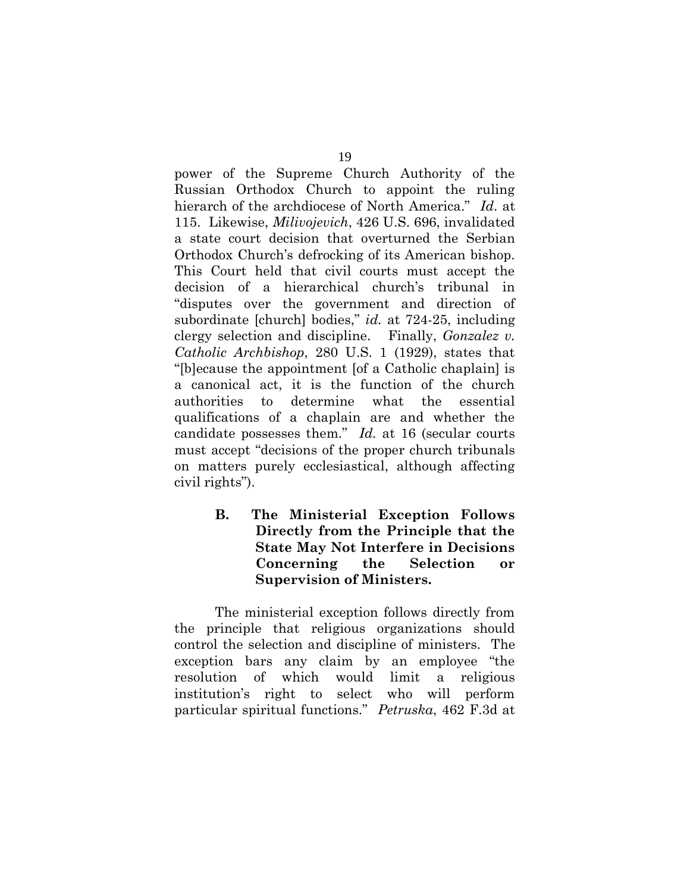power of the Supreme Church Authority of the Russian Orthodox Church to appoint the ruling hierarch of the archdiocese of North America." *Id*. at 115. Likewise, *Milivojevich*, 426 U.S. 696, invalidated a state court decision that overturned the Serbian Orthodox Church's defrocking of its American bishop. This Court held that civil courts must accept the decision of a hierarchical church's tribunal in "disputes over the government and direction of subordinate [church] bodies," *id.* at 724-25, including clergy selection and discipline. Finally, *Gonzalez v. Catholic Archbishop*, 280 U.S. 1 (1929), states that "[b]ecause the appointment [of a Catholic chaplain] is a canonical act, it is the function of the church authorities to determine what the essential qualifications of a chaplain are and whether the candidate possesses them." *Id.* at 16 (secular courts must accept "decisions of the proper church tribunals on matters purely ecclesiastical, although affecting civil rights").

### B. The Ministerial Exception Follows Directly from the Principle that the State May Not Interfere in Decisions Concerning the Selection or Supervision of Ministers.

The ministerial exception follows directly from the principle that religious organizations should control the selection and discipline of ministers. The exception bars any claim by an employee "the resolution of which would limit a religious institution's right to select who will perform particular spiritual functions." *Petruska*, 462 F.3d at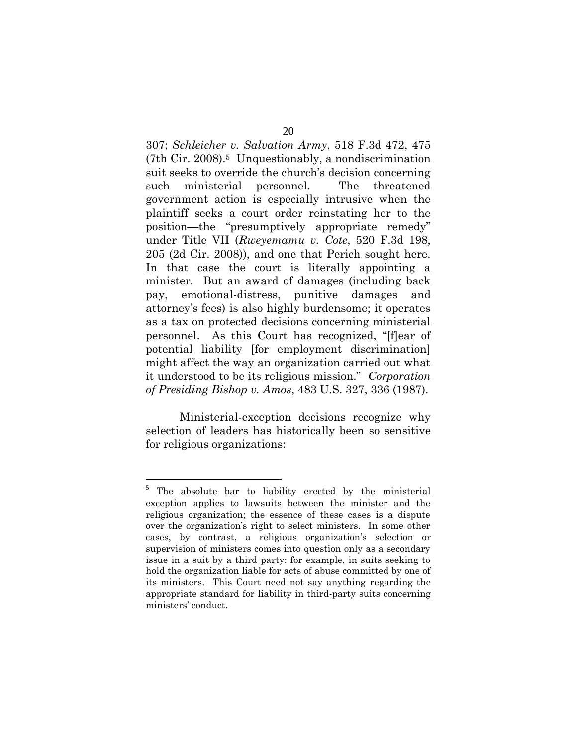307; *Schleicher v. Salvation Army*, 518 F.3d 472, 475 (7th Cir. 2008).[5] Unquestionably, a nondiscrimination suit seeks to override the church's decision concerning such ministerial personnel. The threatened government action is especially intrusive when the plaintiff seeks a court order reinstating her to the position—the "presumptively appropriate remedy" under Title VII (*Rweyemamu v. Cote*, 520 F.3d 198, 205 (2d Cir. 2008)), and one that Perich sought here. In that case the court is literally appointing a minister. But an award of damages (including back pay, emotional-distress, punitive damages and attorney's fees) is also highly burdensome; it operates as a tax on protected decisions concerning ministerial personnel. As this Court has recognized, "[f]ear of potential liability [for employment discrimination] might affect the way an organization carried out what it understood to be its religious mission." *Corporation of Presiding Bishop v. Amos*, 483 U.S. 327, 336 (1987).

Ministerial-exception decisions recognize why selection of leaders has historically been so sensitive for religious organizations:

---

[5] The absolute bar to liability erected by the ministerial exception applies to lawsuits between the minister and the religious organization; the essence of these cases is a dispute over the organization's right to select ministers. In some other cases, by contrast, a religious organization's selection or supervision of ministers comes into question only as a secondary issue in a suit by a third party: for example, in suits seeking to hold the organization liable for acts of abuse committed by one of its ministers. This Court need not say anything regarding the appropriate standard for liability in third-party suits concerning ministers' conduct.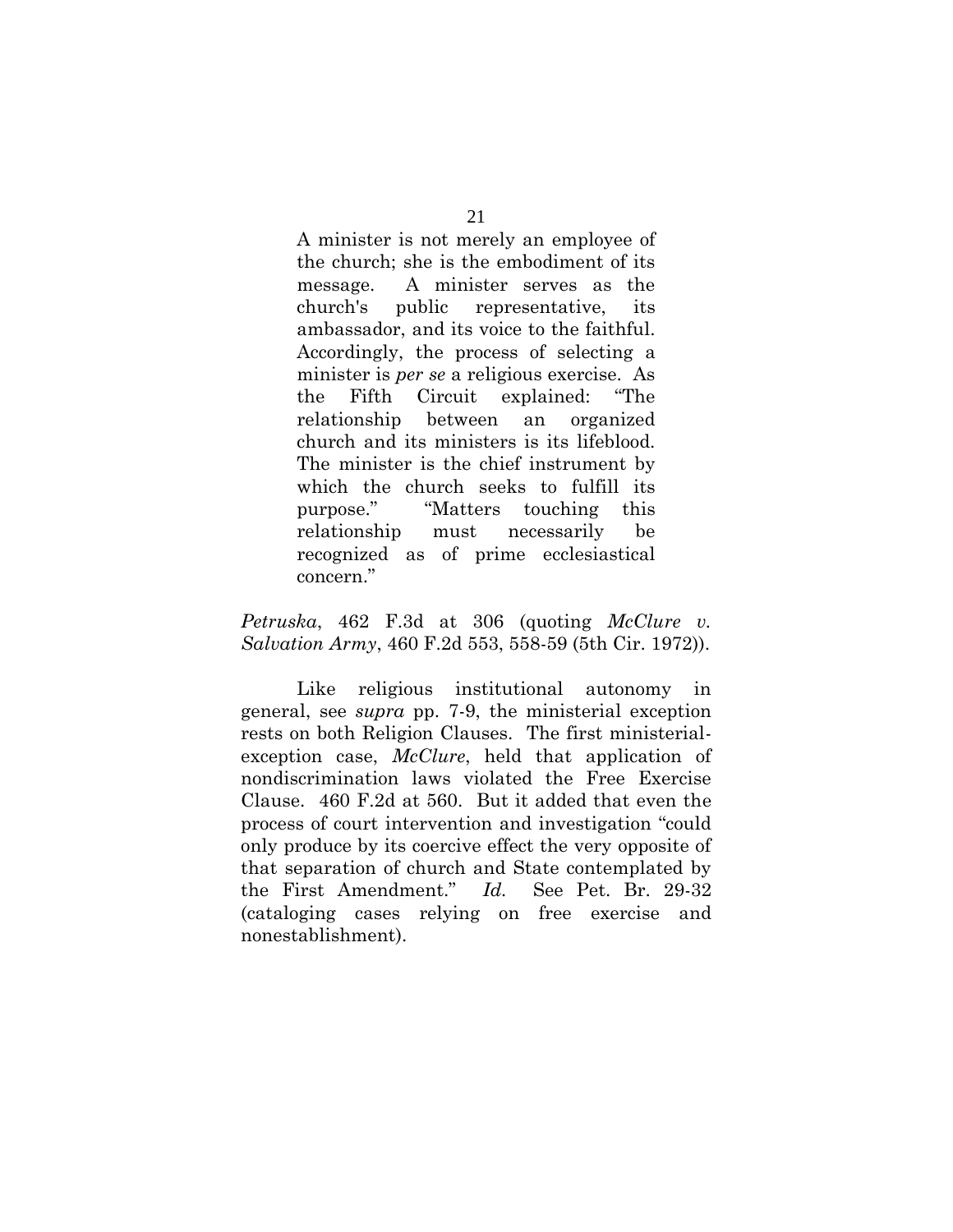> A minister is not merely an employee of the church; she is the embodiment of its message. A minister serves as the church's public representative, its ambassador, and its voice to the faithful. Accordingly, the process of selecting a minister is *per se* a religious exercise. As the Fifth Circuit explained: "The relationship between an organized church and its ministers is its lifeblood. The minister is the chief instrument by which the church seeks to fulfill its purpose." "Matters touching this relationship must necessarily be recognized as of prime ecclesiastical concern."

*Petruska*, 462 F.3d at 306 (quoting *McClure v. Salvation Army*, 460 F.2d 553, 558-59 (5th Cir. 1972)).

Like religious institutional autonomy in general, see *supra* pp. 7-9, the ministerial exception rests on both Religion Clauses. The first ministerial-exception case, *McClure*, held that application of nondiscrimination laws violated the Free Exercise Clause. 460 F.2d at 560. But it added that even the process of court intervention and investigation "could only produce by its coercive effect the very opposite of that separation of church and State contemplated by the First Amendment." *Id.* See Pet. Br. 29-32 (cataloging cases relying on free exercise and nonestablishment).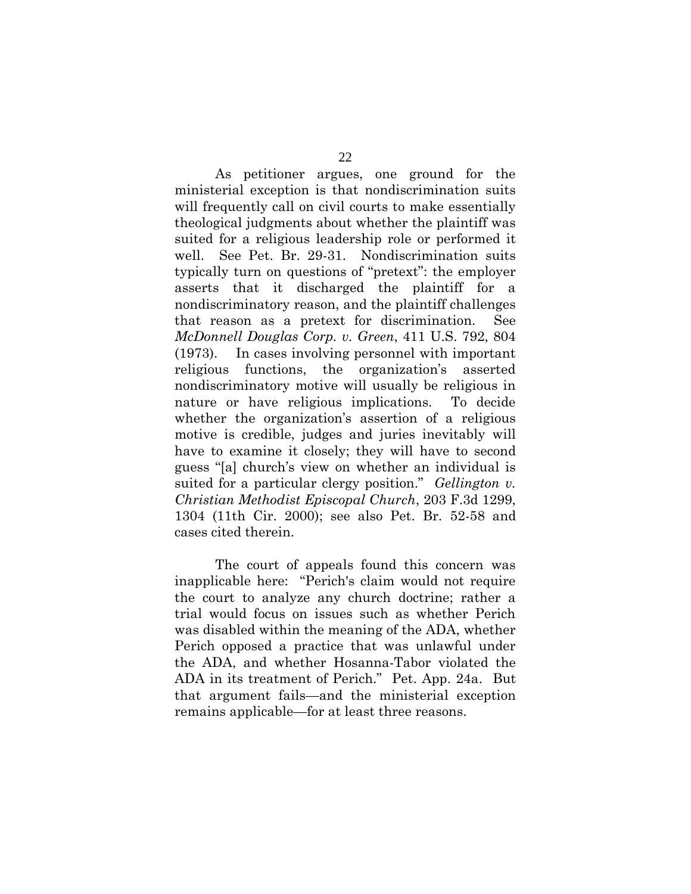As petitioner argues, one ground for the ministerial exception is that nondiscrimination suits will frequently call on civil courts to make essentially theological judgments about whether the plaintiff was suited for a religious leadership role or performed it well. See Pet. Br. 29-31. Nondiscrimination suits typically turn on questions of "pretext": the employer asserts that it discharged the plaintiff for a nondiscriminatory reason, and the plaintiff challenges that reason as a pretext for discrimination. See *McDonnell Douglas Corp. v. Green*, 411 U.S. 792, 804 (1973). In cases involving personnel with important religious functions, the organization's asserted nondiscriminatory motive will usually be religious in nature or have religious implications. To decide whether the organization's assertion of a religious motive is credible, judges and juries inevitably will have to examine it closely; they will have to second guess "[a] church's view on whether an individual is suited for a particular clergy position." *Gellington v. Christian Methodist Episcopal Church*, 203 F.3d 1299, 1304 (11th Cir. 2000); see also Pet. Br. 52-58 and cases cited therein.

The court of appeals found this concern was inapplicable here: "Perich's claim would not require the court to analyze any church doctrine; rather a trial would focus on issues such as whether Perich was disabled within the meaning of the ADA, whether Perich opposed a practice that was unlawful under the ADA, and whether Hosanna-Tabor violated the ADA in its treatment of Perich." Pet. App. 24a. But that argument fails—and the ministerial exception remains applicable—for at least three reasons.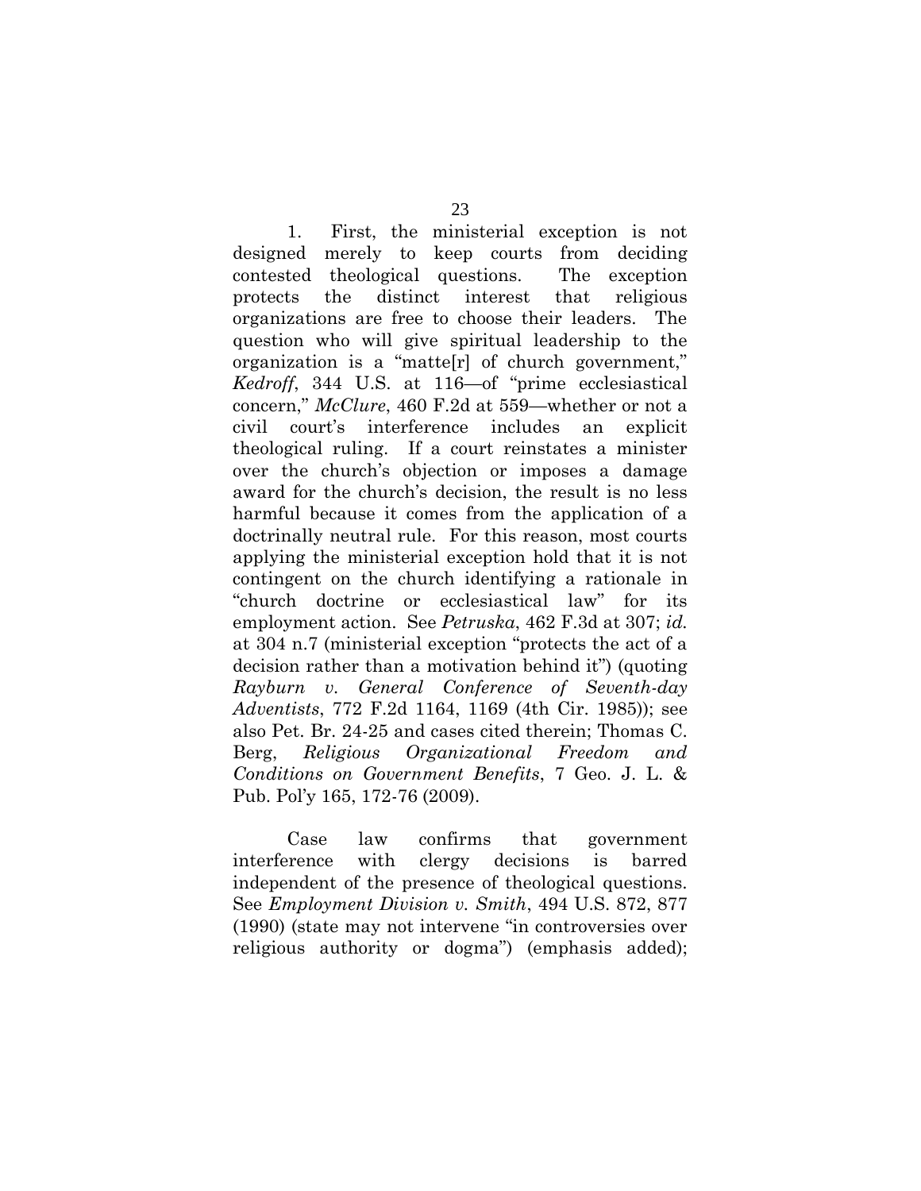1. First, the ministerial exception is not designed merely to keep courts from deciding contested theological questions. The exception protects the distinct interest that religious organizations are free to choose their leaders. The question who will give spiritual leadership to the organization is a "matte[r] of church government," *Kedroff*, 344 U.S. at 116—of "prime ecclesiastical concern," *McClure*, 460 F.2d at 559—whether or not a civil court's interference includes an explicit theological ruling. If a court reinstates a minister over the church's objection or imposes a damage award for the church's decision, the result is no less harmful because it comes from the application of a doctrinally neutral rule. For this reason, most courts applying the ministerial exception hold that it is not contingent on the church identifying a rationale in "church doctrine or ecclesiastical law" for its employment action. See *Petruska*, 462 F.3d at 307; *id.* at 304 n.7 (ministerial exception "protects the act of a decision rather than a motivation behind it") (quoting *Rayburn v. General Conference of Seventh-day Adventists*, 772 F.2d 1164, 1169 (4th Cir. 1985)); see also Pet. Br. 24-25 and cases cited therein; Thomas C. Berg, *Religious Organizational Freedom and Conditions on Government Benefits*, 7 Geo. J. L. & Pub. Pol'y 165, 172-76 (2009).

Case law confirms that government interference with clergy decisions is barred independent of the presence of theological questions. See *Employment Division v. Smith*, 494 U.S. 872, 877 (1990) (state may not intervene "in controversies over religious authority or dogma") (emphasis added);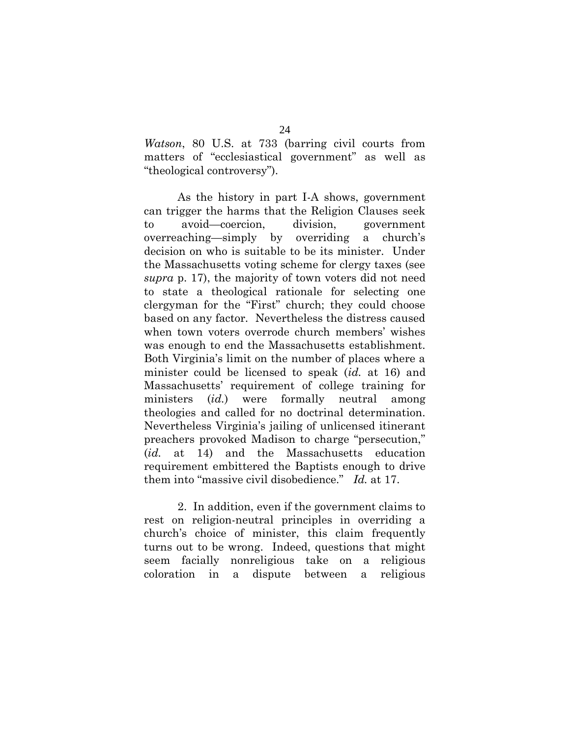*Watson*, 80 U.S. at 733 (barring civil courts from matters of "ecclesiastical government" as well as "theological controversy").

As the history in part I-A shows, government can trigger the harms that the Religion Clauses seek to avoid—coercion, division, government overreaching—simply by overriding a church's decision on who is suitable to be its minister. Under the Massachusetts voting scheme for clergy taxes (see *supra* p. 17), the majority of town voters did not need to state a theological rationale for selecting one clergyman for the "First" church; they could choose based on any factor. Nevertheless the distress caused when town voters overrode church members' wishes was enough to end the Massachusetts establishment. Both Virginia's limit on the number of places where a minister could be licensed to speak (*id.* at 16) and Massachusetts' requirement of college training for ministers (*id.*) were formally neutral among theologies and called for no doctrinal determination. Nevertheless Virginia's jailing of unlicensed itinerant preachers provoked Madison to charge "persecution," (*id.* at 14) and the Massachusetts education requirement embittered the Baptists enough to drive them into "massive civil disobedience." *Id.* at 17.

2. In addition, even if the government claims to rest on religion-neutral principles in overriding a church's choice of minister, this claim frequently turns out to be wrong. Indeed, questions that might seem facially nonreligious take on a religious coloration in a dispute between a religious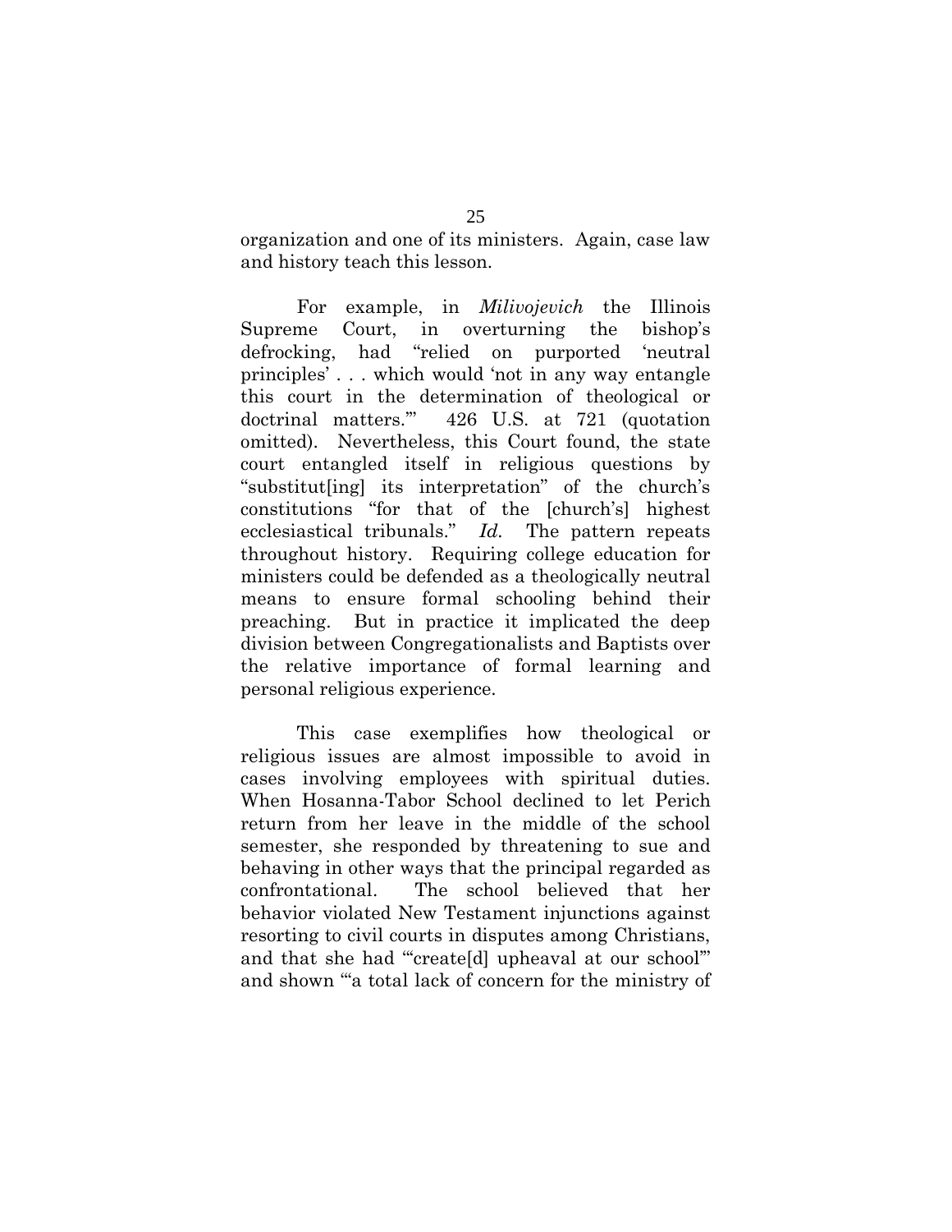organization and one of its ministers. Again, case law and history teach this lesson.

For example, in *Milivojevich* the Illinois Supreme Court, in overturning the bishop's defrocking, had "relied on purported 'neutral principles' . . . which would 'not in any way entangle this court in the determination of theological or doctrinal matters.'" 426 U.S. at 721 (quotation omitted). Nevertheless, this Court found, the state court entangled itself in religious questions by "substitut[ing] its interpretation" of the church's constitutions "for that of the [church's] highest ecclesiastical tribunals." *Id.* The pattern repeats throughout history. Requiring college education for ministers could be defended as a theologically neutral means to ensure formal schooling behind their preaching. But in practice it implicated the deep division between Congregationalists and Baptists over the relative importance of formal learning and personal religious experience.

This case exemplifies how theological or religious issues are almost impossible to avoid in cases involving employees with spiritual duties. When Hosanna-Tabor School declined to let Perich return from her leave in the middle of the school semester, she responded by threatening to sue and behaving in other ways that the principal regarded as confrontational. The school believed that her behavior violated New Testament injunctions against resorting to civil courts in disputes among Christians, and that she had "'create[d] upheaval at our school'" and shown "'a total lack of concern for the ministry of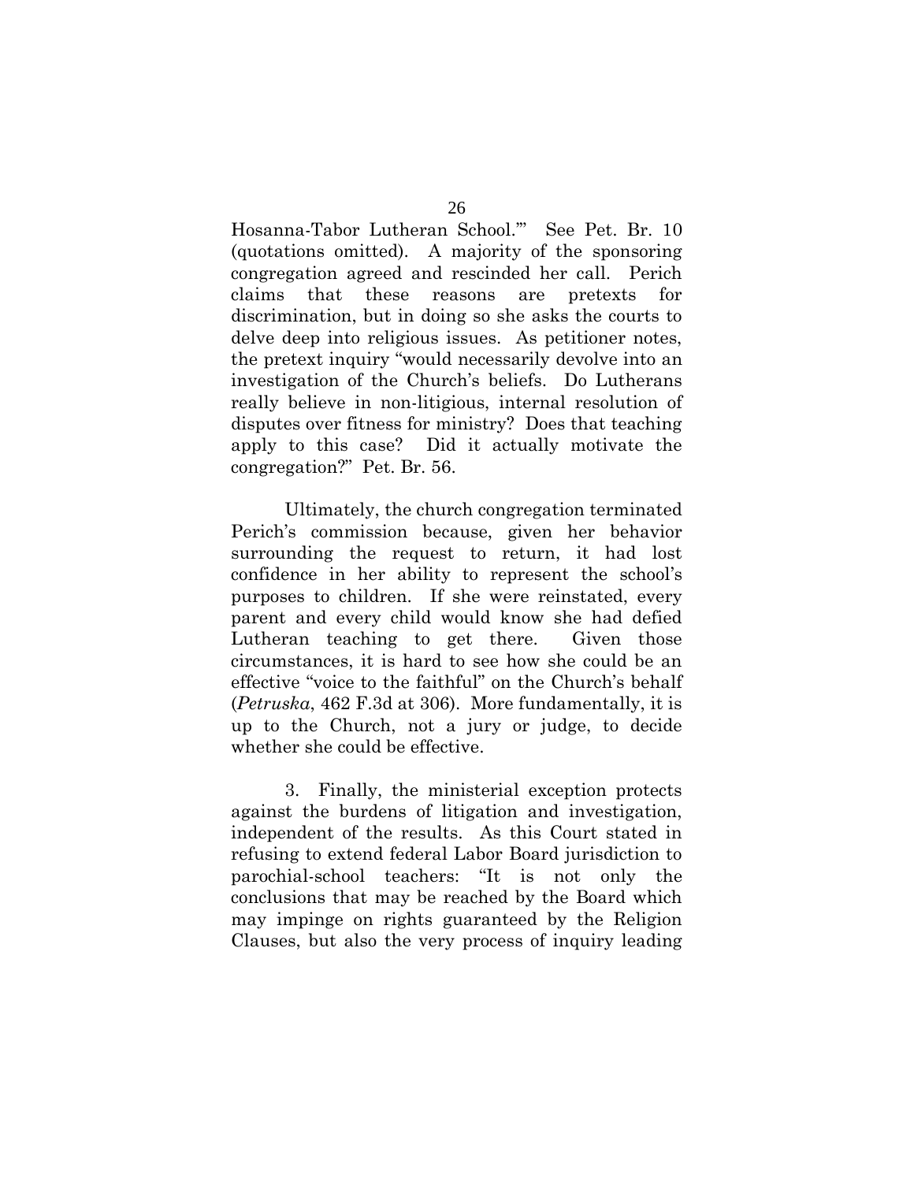Hosanna-Tabor Lutheran School.'" See Pet. Br. 10 (quotations omitted). A majority of the sponsoring congregation agreed and rescinded her call. Perich claims that these reasons are pretexts for discrimination, but in doing so she asks the courts to delve deep into religious issues. As petitioner notes, the pretext inquiry "would necessarily devolve into an investigation of the Church's beliefs. Do Lutherans really believe in non-litigious, internal resolution of disputes over fitness for ministry? Does that teaching apply to this case? Did it actually motivate the congregation?" Pet. Br. 56.

Ultimately, the church congregation terminated Perich's commission because, given her behavior surrounding the request to return, it had lost confidence in her ability to represent the school's purposes to children. If she were reinstated, every parent and every child would know she had defied Lutheran teaching to get there. Given those circumstances, it is hard to see how she could be an effective "voice to the faithful" on the Church's behalf (*Petruska*, 462 F.3d at 306). More fundamentally, it is up to the Church, not a jury or judge, to decide whether she could be effective.

3. Finally, the ministerial exception protects against the burdens of litigation and investigation, independent of the results. As this Court stated in refusing to extend federal Labor Board jurisdiction to parochial-school teachers: "It is not only the conclusions that may be reached by the Board which may impinge on rights guaranteed by the Religion Clauses, but also the very process of inquiry leading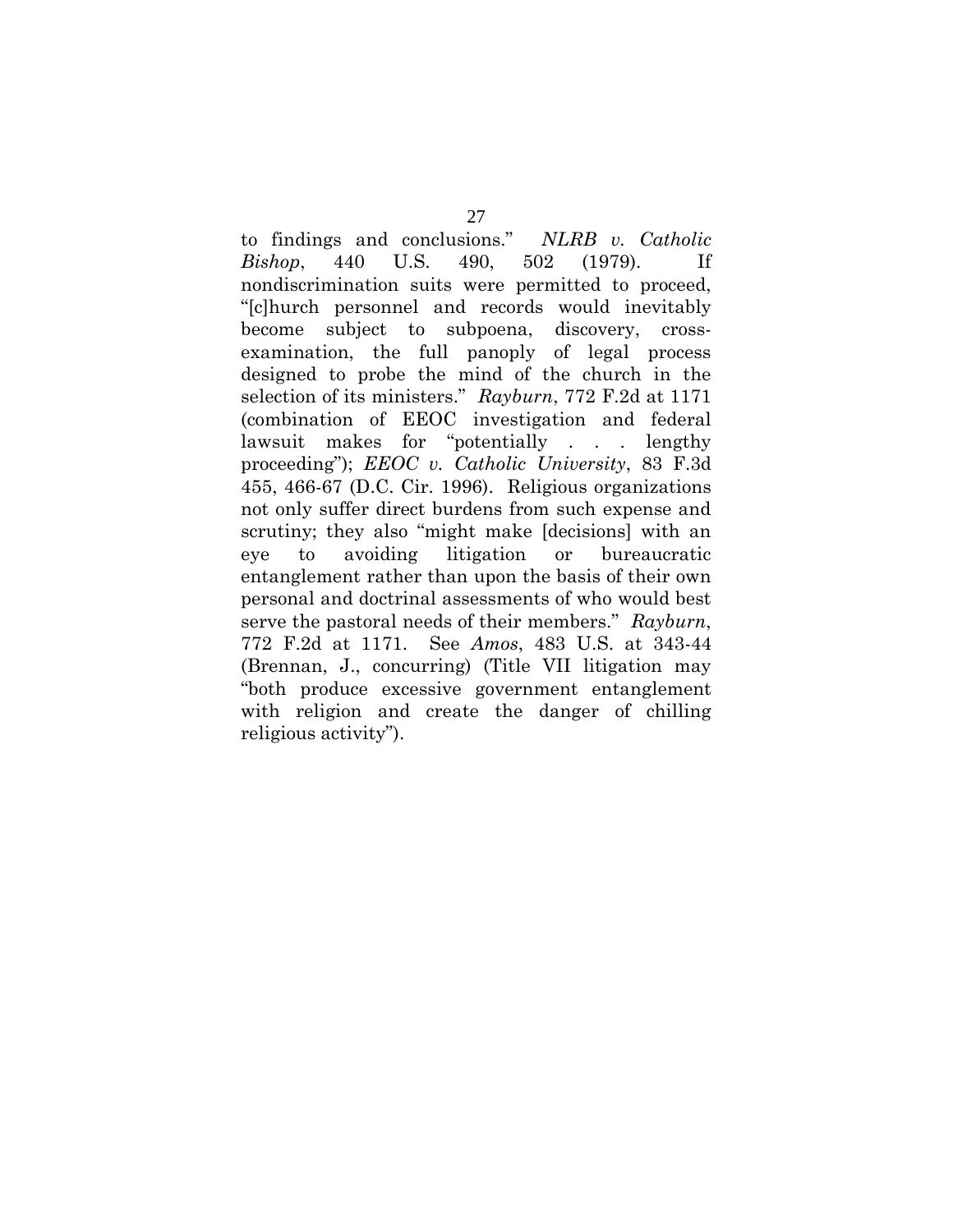to findings and conclusions." *NLRB v. Catholic Bishop*, 440 U.S. 490, 502 (1979). If nondiscrimination suits were permitted to proceed, "[c]hurch personnel and records would inevitably become subject to subpoena, discovery, cross-examination, the full panoply of legal process designed to probe the mind of the church in the selection of its ministers." *Rayburn*, 772 F.2d at 1171 (combination of EEOC investigation and federal lawsuit makes for "potentially . . . lengthy proceeding"); *EEOC v. Catholic University*, 83 F.3d 455, 466-67 (D.C. Cir. 1996). Religious organizations not only suffer direct burdens from such expense and scrutiny; they also "might make [decisions] with an eye to avoiding litigation or bureaucratic entanglement rather than upon the basis of their own personal and doctrinal assessments of who would best serve the pastoral needs of their members." *Rayburn*, 772 F.2d at 1171. See *Amos*, 483 U.S. at 343-44 (Brennan, J., concurring) (Title VII litigation may "both produce excessive government entanglement with religion and create the danger of chilling religious activity").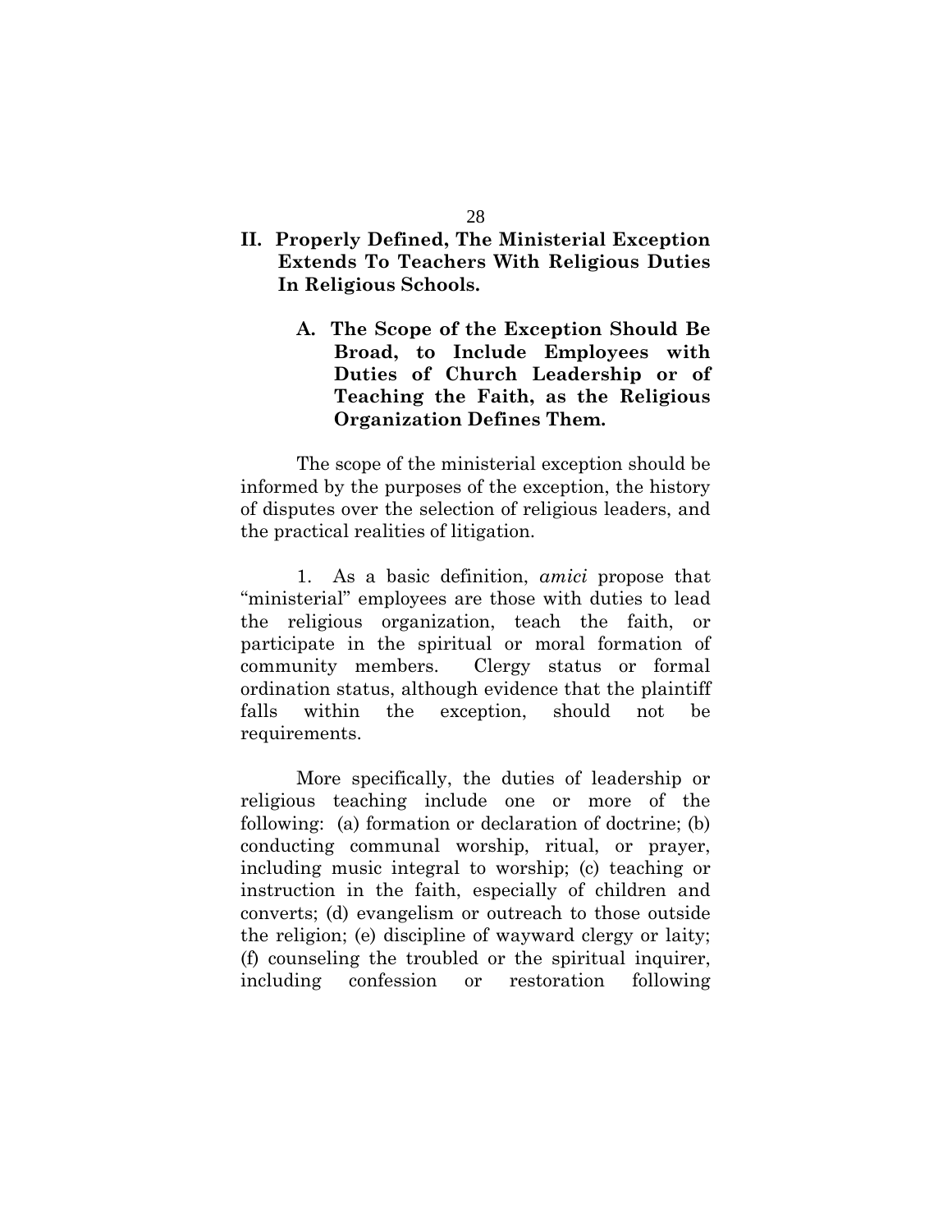## II. Properly Defined, The Ministerial Exception Extends To Teachers With Religious Duties In Religious Schools.

### A. The Scope of the Exception Should Be Broad, to Include Employees with Duties of Church Leadership or of Teaching the Faith, as the Religious Organization Defines Them.

The scope of the ministerial exception should be informed by the purposes of the exception, the history of disputes over the selection of religious leaders, and the practical realities of litigation.

1. As a basic definition, *amici* propose that "ministerial" employees are those with duties to lead the religious organization, teach the faith, or participate in the spiritual or moral formation of community members. Clergy status or formal ordination status, although evidence that the plaintiff falls within the exception, should not be requirements.

More specifically, the duties of leadership or religious teaching include one or more of the following: (a) formation or declaration of doctrine; (b) conducting communal worship, ritual, or prayer, including music integral to worship; (c) teaching or instruction in the faith, especially of children and converts; (d) evangelism or outreach to those outside the religion; (e) discipline of wayward clergy or laity; (f) counseling the troubled or the spiritual inquirer, including confession or restoration following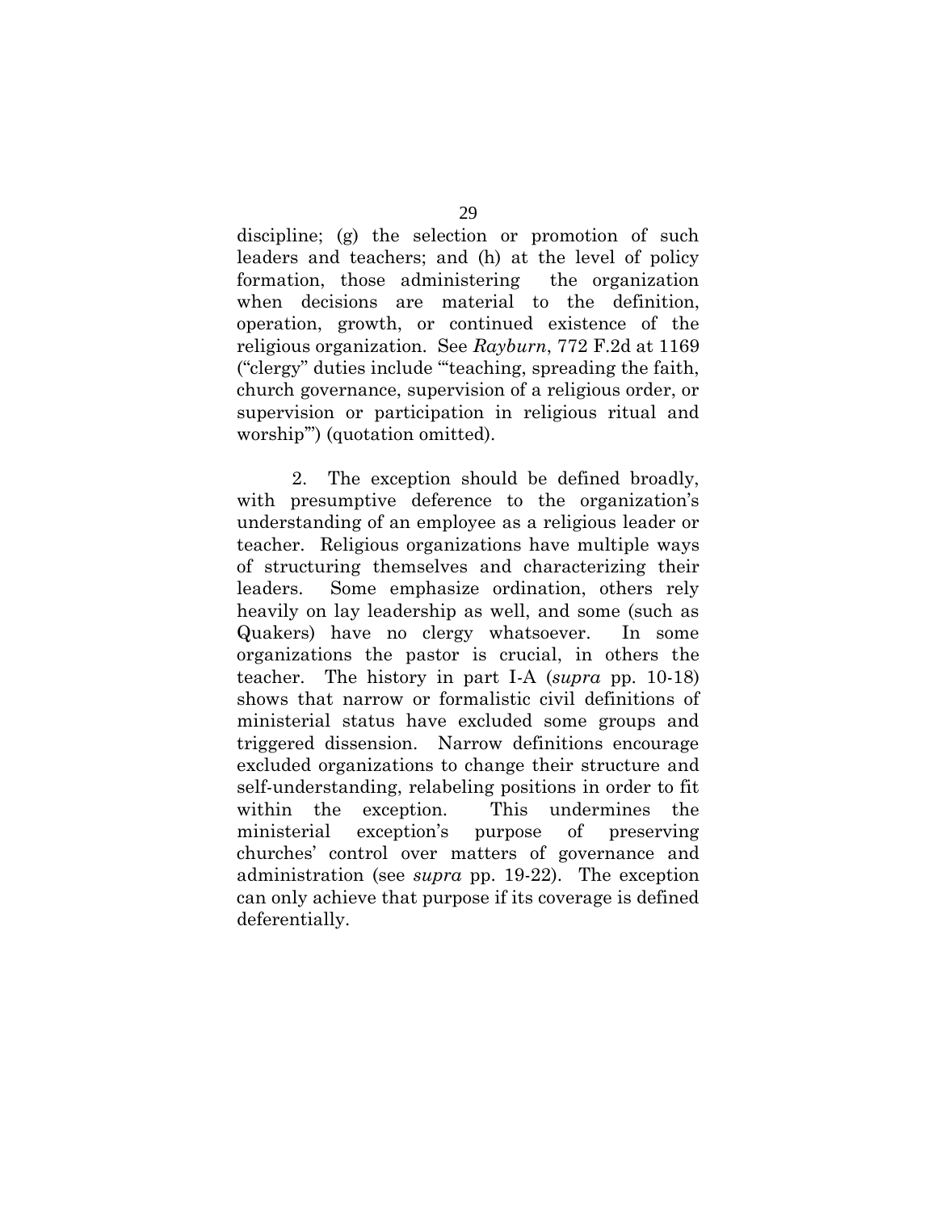discipline; (g) the selection or promotion of such leaders and teachers; and (h) at the level of policy formation, those administering the organization when decisions are material to the definition, operation, growth, or continued existence of the religious organization. See *Rayburn*, 772 F.2d at 1169 ("clergy" duties include "'teaching, spreading the faith, church governance, supervision of a religious order, or supervision or participation in religious ritual and worship'") (quotation omitted).

2. The exception should be defined broadly, with presumptive deference to the organization's understanding of an employee as a religious leader or teacher. Religious organizations have multiple ways of structuring themselves and characterizing their leaders. Some emphasize ordination, others rely heavily on lay leadership as well, and some (such as Quakers) have no clergy whatsoever. In some organizations the pastor is crucial, in others the teacher. The history in part I-A (*supra* pp. 10-18) shows that narrow or formalistic civil definitions of ministerial status have excluded some groups and triggered dissension. Narrow definitions encourage excluded organizations to change their structure and self-understanding, relabeling positions in order to fit within the exception. This undermines the ministerial exception's purpose of preserving churches' control over matters of governance and administration (see *supra* pp. 19-22). The exception can only achieve that purpose if its coverage is defined deferentially.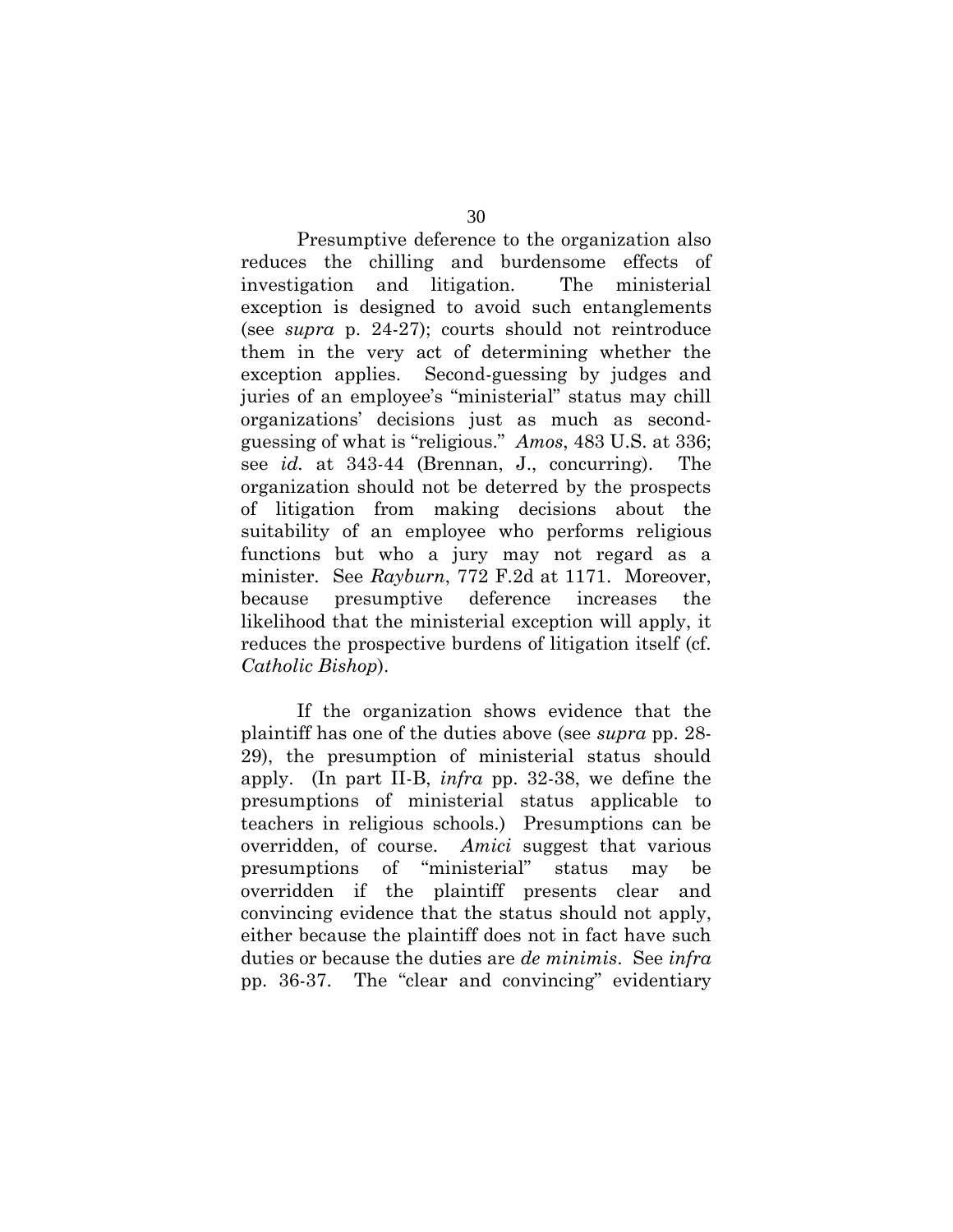Presumptive deference to the organization also reduces the chilling and burdensome effects of investigation and litigation. The ministerial exception is designed to avoid such entanglements (see *supra* p. 24-27); courts should not reintroduce them in the very act of determining whether the exception applies. Second-guessing by judges and juries of an employee's "ministerial" status may chill organizations' decisions just as much as second-guessing of what is "religious." *Amos*, 483 U.S. at 336; see *id.* at 343-44 (Brennan, J., concurring). The organization should not be deterred by the prospects of litigation from making decisions about the suitability of an employee who performs religious functions but who a jury may not regard as a minister. See *Rayburn*, 772 F.2d at 1171. Moreover, because presumptive deference increases the likelihood that the ministerial exception will apply, it reduces the prospective burdens of litigation itself (cf. *Catholic Bishop*).

If the organization shows evidence that the plaintiff has one of the duties above (see *supra* pp. 28-29), the presumption of ministerial status should apply. (In part II-B, *infra* pp. 32-38, we define the presumptions of ministerial status applicable to teachers in religious schools.) Presumptions can be overridden, of course. *Amici* suggest that various presumptions of "ministerial" status may be overridden if the plaintiff presents clear and convincing evidence that the status should not apply, either because the plaintiff does not in fact have such duties or because the duties are *de minimis*. See *infra* pp. 36-37. The "clear and convincing" evidentiary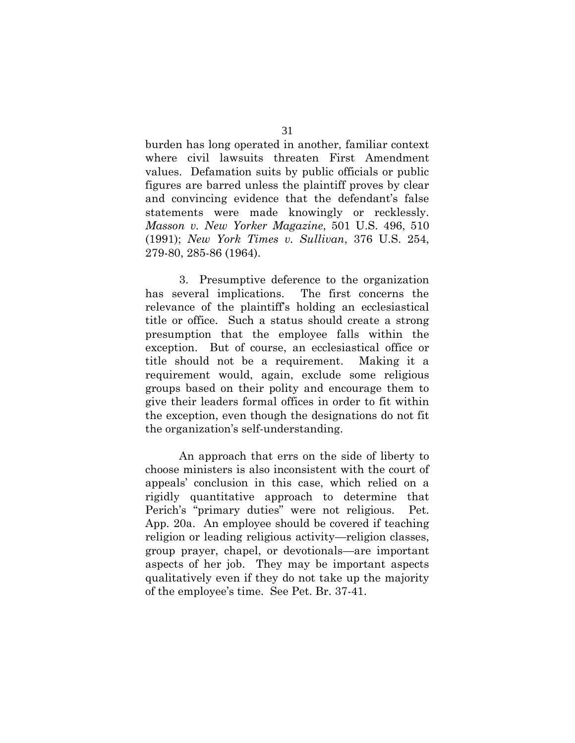burden has long operated in another, familiar context where civil lawsuits threaten First Amendment values. Defamation suits by public officials or public figures are barred unless the plaintiff proves by clear and convincing evidence that the defendant's false statements were made knowingly or recklessly. *Masson v. New Yorker Magazine*, 501 U.S. 496, 510 (1991); *New York Times v. Sullivan*, 376 U.S. 254, 279-80, 285-86 (1964).

3. Presumptive deference to the organization has several implications. The first concerns the relevance of the plaintiff's holding an ecclesiastical title or office. Such a status should create a strong presumption that the employee falls within the exception. But of course, an ecclesiastical office or title should not be a requirement. Making it a requirement would, again, exclude some religious groups based on their polity and encourage them to give their leaders formal offices in order to fit within the exception, even though the designations do not fit the organization's self-understanding.

An approach that errs on the side of liberty to choose ministers is also inconsistent with the court of appeals' conclusion in this case, which relied on a rigidly quantitative approach to determine that Perich's "primary duties" were not religious. Pet. App. 20a. An employee should be covered if teaching religion or leading religious activity—religion classes, group prayer, chapel, or devotionals—are important aspects of her job. They may be important aspects qualitatively even if they do not take up the majority of the employee's time. See Pet. Br. 37-41.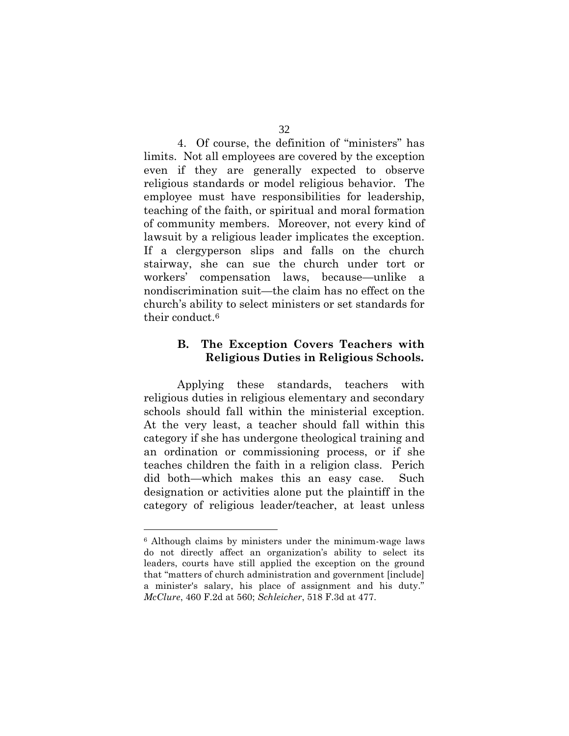4. Of course, the definition of "ministers" has limits. Not all employees are covered by the exception even if they are generally expected to observe religious standards or model religious behavior. The employee must have responsibilities for leadership, teaching of the faith, or spiritual and moral formation of community members. Moreover, not every kind of lawsuit by a religious leader implicates the exception. If a clergyperson slips and falls on the church stairway, she can sue the church under tort or workers' compensation laws, because—unlike a nondiscrimination suit—the claim has no effect on the church's ability to select ministers or set standards for their conduct.[6]

### B. The Exception Covers Teachers with Religious Duties in Religious Schools.

Applying these standards, teachers with religious duties in religious elementary and secondary schools should fall within the ministerial exception. At the very least, a teacher should fall within this category if she has undergone theological training and an ordination or commissioning process, or if she teaches children the faith in a religion class. Perich did both—which makes this an easy case. Such designation or activities alone put the plaintiff in the category of religious leader/teacher, at least unless

---

[6] Although claims by ministers under the minimum-wage laws do not directly affect an organization's ability to select its leaders, courts have still applied the exception on the ground that "matters of church administration and government [include] a minister's salary, his place of assignment and his duty." *McClure*, 460 F.2d at 560; *Schleicher*, 518 F.3d at 477.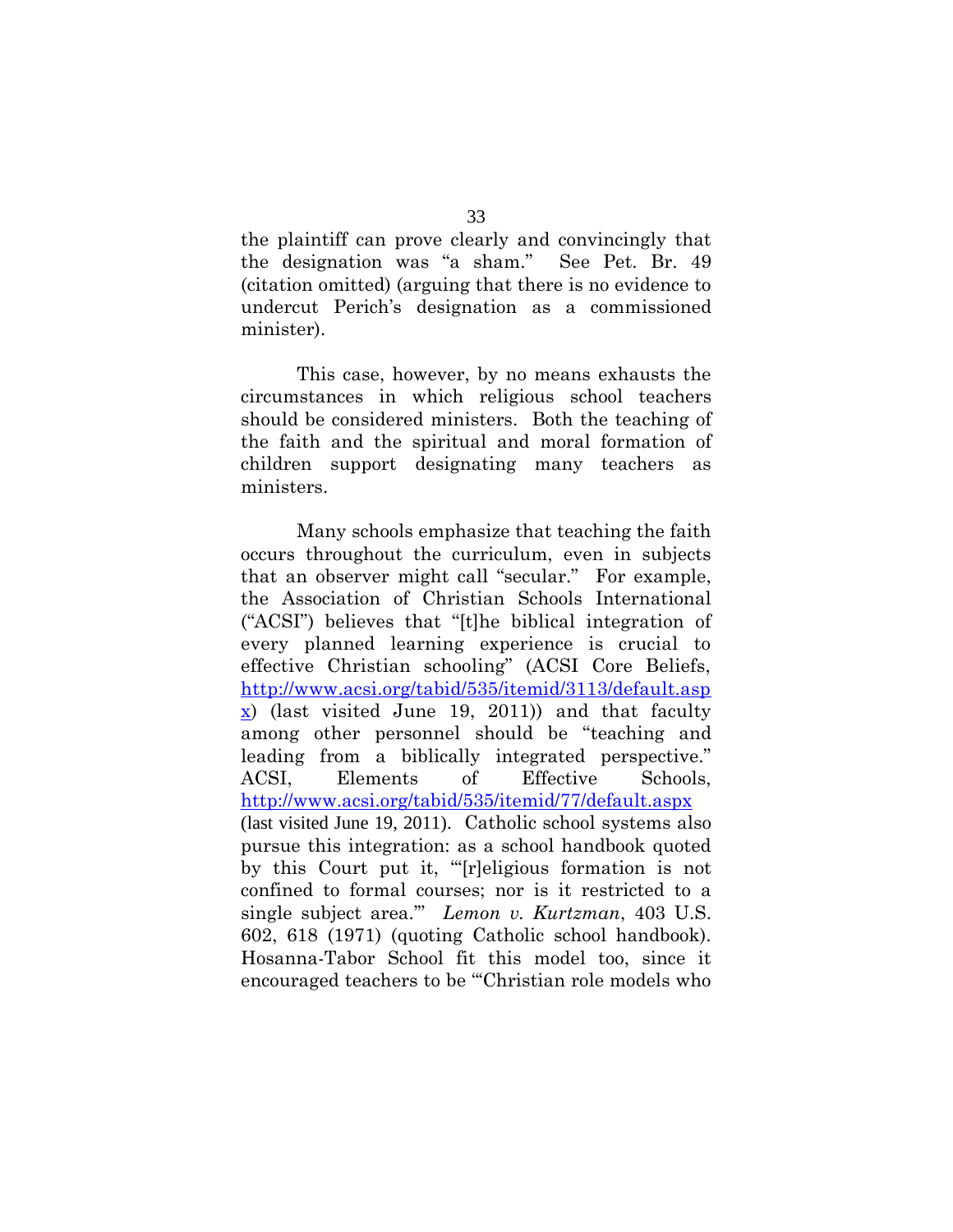the plaintiff can prove clearly and convincingly that the designation was "a sham." See Pet. Br. 49 (citation omitted) (arguing that there is no evidence to undercut Perich's designation as a commissioned minister).

This case, however, by no means exhausts the circumstances in which religious school teachers should be considered ministers. Both the teaching of the faith and the spiritual and moral formation of children support designating many teachers as ministers.

Many schools emphasize that teaching the faith occurs throughout the curriculum, even in subjects that an observer might call "secular." For example, the Association of Christian Schools International ("ACSI") believes that "[t]he biblical integration of every planned learning experience is crucial to effective Christian schooling" (ACSI Core Beliefs, http://www.acsi.org/tabid/535/itemid/3113/default.aspx) (last visited June 19, 2011)) and that faculty among other personnel should be "teaching and leading from a biblically integrated perspective." ACSI, Elements of Effective Schools, http://www.acsi.org/tabid/535/itemid/77/default.aspx (last visited June 19, 2011). Catholic school systems also pursue this integration: as a school handbook quoted by this Court put it, "'[r]eligious formation is not confined to formal courses; nor is it restricted to a single subject area.'" *Lemon v. Kurtzman*, 403 U.S. 602, 618 (1971) (quoting Catholic school handbook). Hosanna-Tabor School fit this model too, since it encouraged teachers to be "'Christian role models who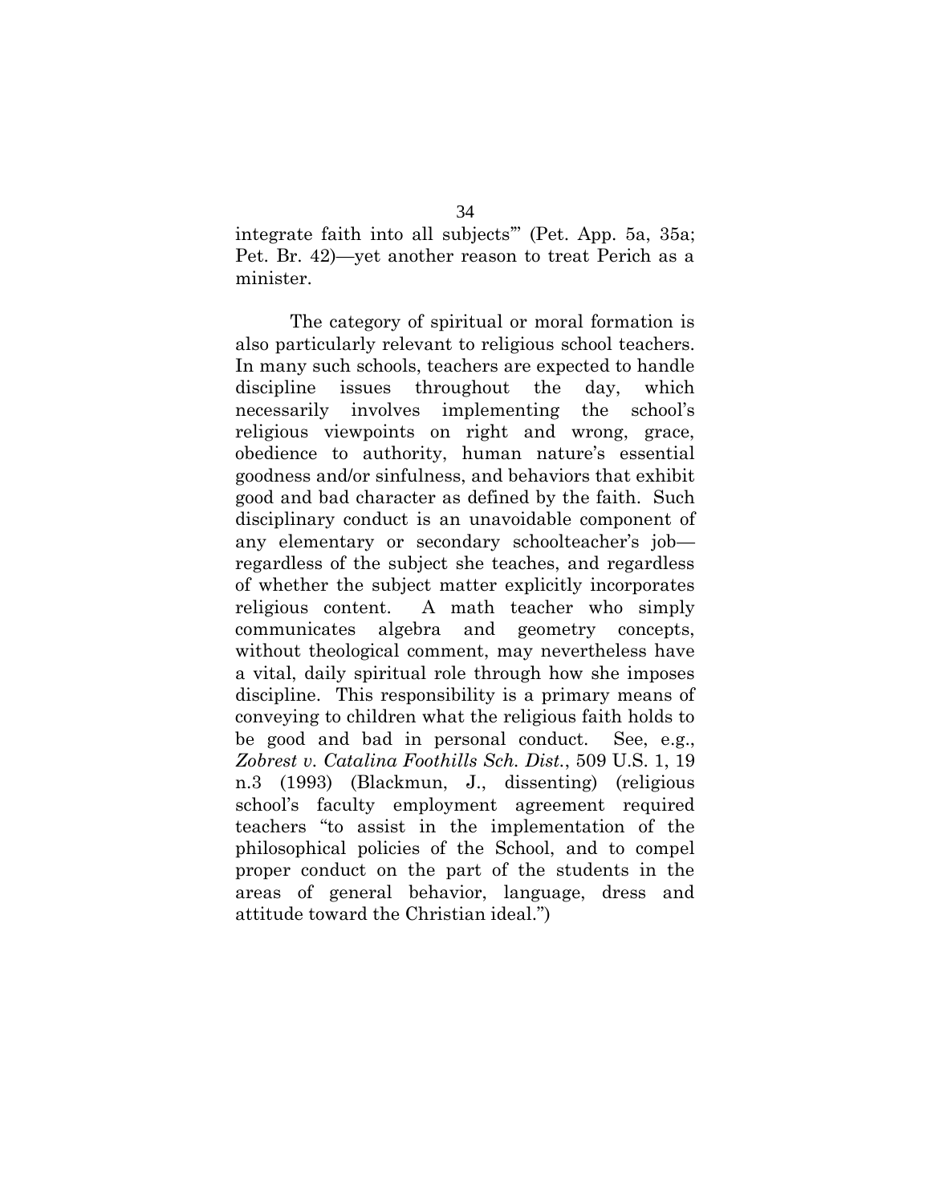integrate faith into all subjects'" (Pet. App. 5a, 35a; Pet. Br. 42)—yet another reason to treat Perich as a minister.

The category of spiritual or moral formation is also particularly relevant to religious school teachers. In many such schools, teachers are expected to handle discipline issues throughout the day, which necessarily involves implementing the school's religious viewpoints on right and wrong, grace, obedience to authority, human nature's essential goodness and/or sinfulness, and behaviors that exhibit good and bad character as defined by the faith. Such disciplinary conduct is an unavoidable component of any elementary or secondary schoolteacher's job—regardless of the subject she teaches, and regardless of whether the subject matter explicitly incorporates religious content. A math teacher who simply communicates algebra and geometry concepts, without theological comment, may nevertheless have a vital, daily spiritual role through how she imposes discipline. This responsibility is a primary means of conveying to children what the religious faith holds to be good and bad in personal conduct. See, e.g., *Zobrest v. Catalina Foothills Sch. Dist.*, 509 U.S. 1, 19 n.3 (1993) (Blackmun, J., dissenting) (religious school's faculty employment agreement required teachers "to assist in the implementation of the philosophical policies of the School, and to compel proper conduct on the part of the students in the areas of general behavior, language, dress and attitude toward the Christian ideal.")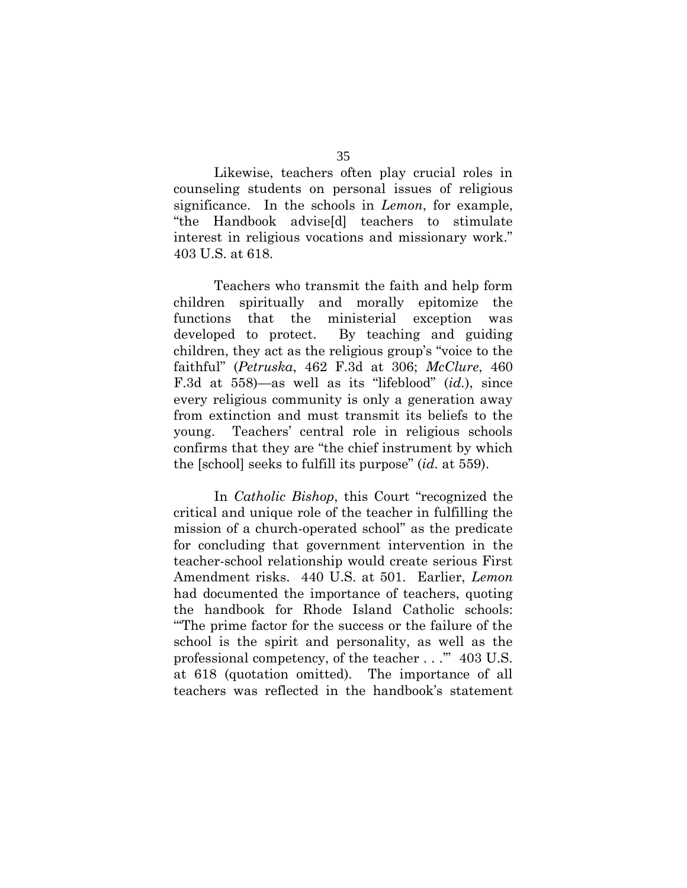Likewise, teachers often play crucial roles in counseling students on personal issues of religious significance. In the schools in *Lemon*, for example, "the Handbook advise[d] teachers to stimulate interest in religious vocations and missionary work." 403 U.S. at 618.

Teachers who transmit the faith and help form children spiritually and morally epitomize the functions that the ministerial exception was developed to protect. By teaching and guiding children, they act as the religious group's "voice to the faithful" (*Petruska*, 462 F.3d at 306; *McClure*, 460 F.3d at 558)—as well as its "lifeblood" (*id.*), since every religious community is only a generation away from extinction and must transmit its beliefs to the young. Teachers' central role in religious schools confirms that they are "the chief instrument by which the [school] seeks to fulfill its purpose" (*id.* at 559).

In *Catholic Bishop*, this Court "recognized the critical and unique role of the teacher in fulfilling the mission of a church-operated school" as the predicate for concluding that government intervention in the teacher-school relationship would create serious First Amendment risks. 440 U.S. at 501. Earlier, *Lemon* had documented the importance of teachers, quoting the handbook for Rhode Island Catholic schools: "'The prime factor for the success or the failure of the school is the spirit and personality, as well as the professional competency, of the teacher . . .'" 403 U.S. at 618 (quotation omitted). The importance of all teachers was reflected in the handbook's statement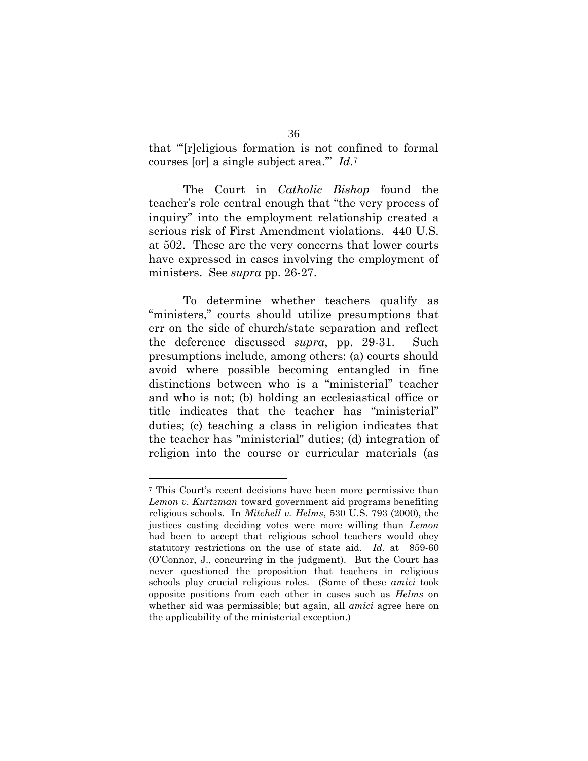that "'[r]eligious formation is not confined to formal courses [or] a single subject area.'" *Id.*[7]

The Court in *Catholic Bishop* found the teacher's role central enough that "the very process of inquiry" into the employment relationship created a serious risk of First Amendment violations. 440 U.S. at 502. These are the very concerns that lower courts have expressed in cases involving the employment of ministers. See *supra* pp. 26-27.

To determine whether teachers qualify as "ministers," courts should utilize presumptions that err on the side of church/state separation and reflect the deference discussed *supra*, pp. 29-31. Such presumptions include, among others: (a) courts should avoid where possible becoming entangled in fine distinctions between who is a "ministerial" teacher and who is not; (b) holding an ecclesiastical office or title indicates that the teacher has "ministerial" duties; (c) teaching a class in religion indicates that the teacher has "ministerial" duties; (d) integration of religion into the course or curricular materials (as

[7] This Court's recent decisions have been more permissive than *Lemon v. Kurtzman* toward government aid programs benefiting religious schools. In *Mitchell v. Helms*, 530 U.S. 793 (2000), the justices casting deciding votes were more willing than *Lemon* had been to accept that religious school teachers would obey statutory restrictions on the use of state aid. *Id.* at 859-60 (O'Connor, J., concurring in the judgment). But the Court has never questioned the proposition that teachers in religious schools play crucial religious roles. (Some of these *amici* took opposite positions from each other in cases such as *Helms* on whether aid was permissible; but again, all *amici* agree here on the applicability of the ministerial exception.)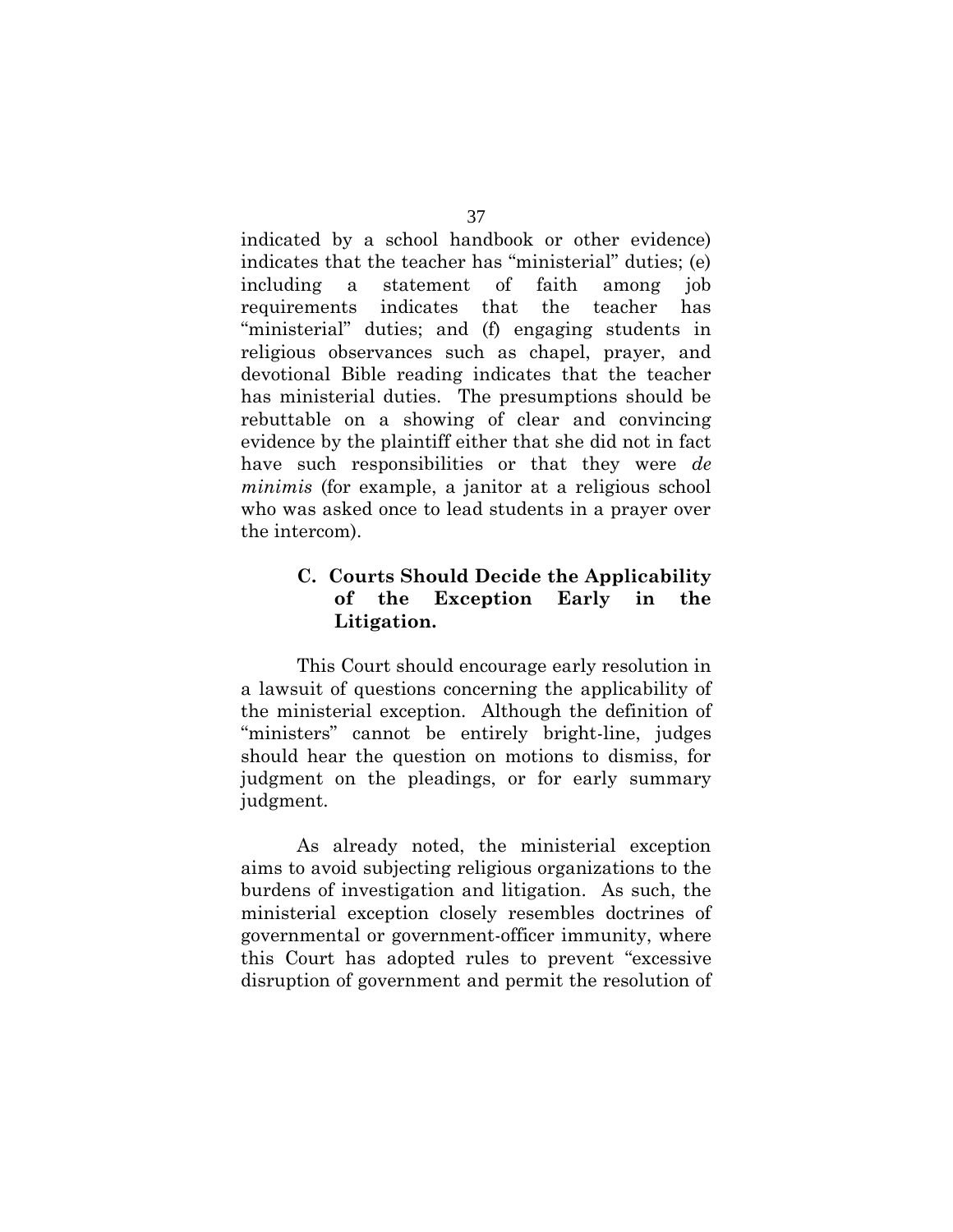indicated by a school handbook or other evidence) indicates that the teacher has "ministerial" duties; (e) including a statement of faith among job requirements indicates that the teacher has "ministerial" duties; and (f) engaging students in religious observances such as chapel, prayer, and devotional Bible reading indicates that the teacher has ministerial duties. The presumptions should be rebuttable on a showing of clear and convincing evidence by the plaintiff either that she did not in fact have such responsibilities or that they were *de minimis* (for example, a janitor at a religious school who was asked once to lead students in a prayer over the intercom).

### C. Courts Should Decide the Applicability of the Exception Early in the Litigation.

This Court should encourage early resolution in a lawsuit of questions concerning the applicability of the ministerial exception. Although the definition of "ministers" cannot be entirely bright-line, judges should hear the question on motions to dismiss, for judgment on the pleadings, or for early summary judgment.

As already noted, the ministerial exception aims to avoid subjecting religious organizations to the burdens of investigation and litigation. As such, the ministerial exception closely resembles doctrines of governmental or government-officer immunity, where this Court has adopted rules to prevent "excessive disruption of government and permit the resolution of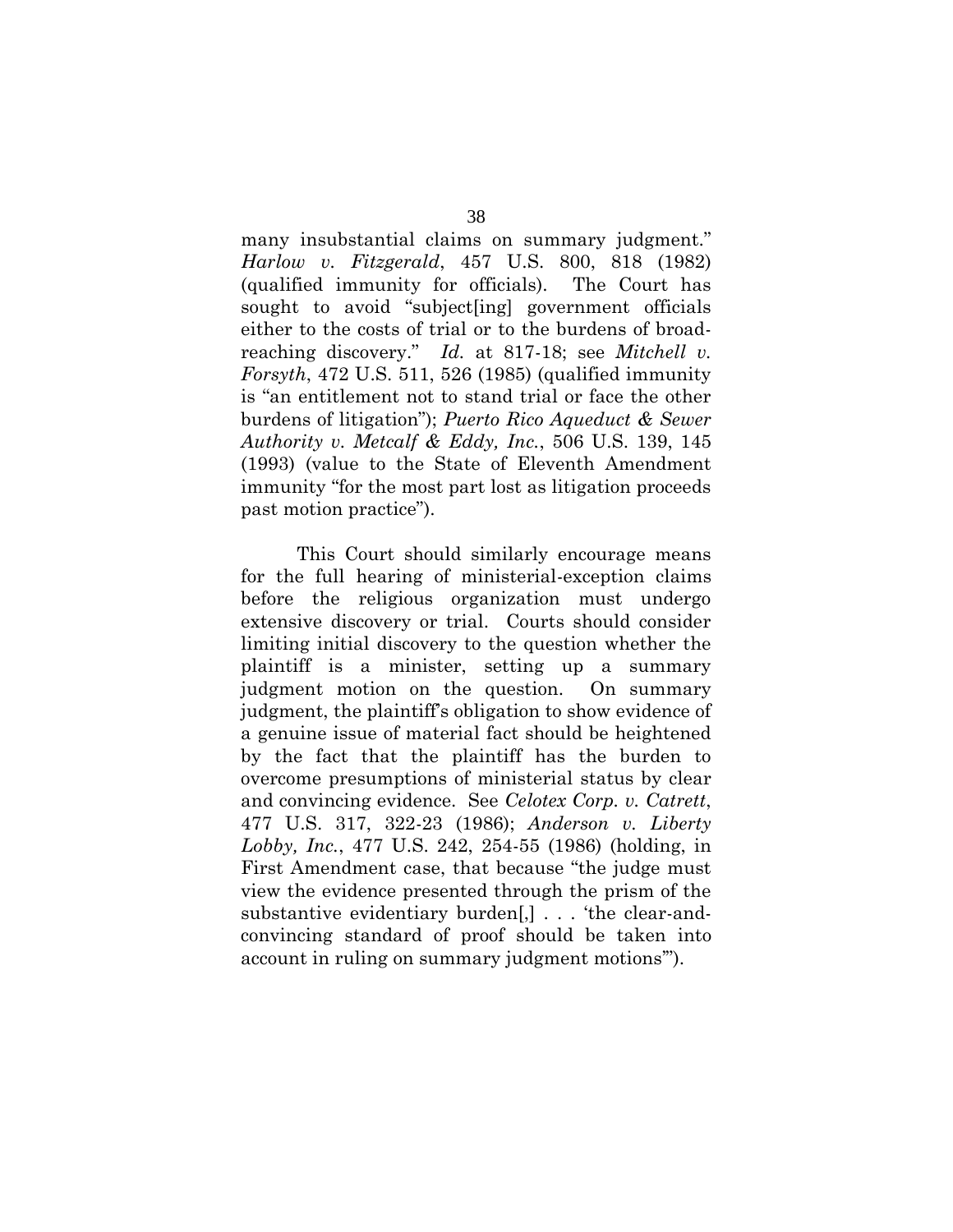many insubstantial claims on summary judgment." *Harlow v. Fitzgerald*, 457 U.S. 800, 818 (1982) (qualified immunity for officials). The Court has sought to avoid "subject[ing] government officials either to the costs of trial or to the burdens of broad-reaching discovery." *Id.* at 817-18; see *Mitchell v. Forsyth*, 472 U.S. 511, 526 (1985) (qualified immunity is "an entitlement not to stand trial or face the other burdens of litigation"); *Puerto Rico Aqueduct & Sewer Authority v. Metcalf & Eddy, Inc.*, 506 U.S. 139, 145 (1993) (value to the State of Eleventh Amendment immunity "for the most part lost as litigation proceeds past motion practice").

This Court should similarly encourage means for the full hearing of ministerial-exception claims before the religious organization must undergo extensive discovery or trial. Courts should consider limiting initial discovery to the question whether the plaintiff is a minister, setting up a summary judgment motion on the question. On summary judgment, the plaintiff's obligation to show evidence of a genuine issue of material fact should be heightened by the fact that the plaintiff has the burden to overcome presumptions of ministerial status by clear and convincing evidence. See *Celotex Corp. v. Catrett*, 477 U.S. 317, 322-23 (1986); *Anderson v. Liberty Lobby, Inc.*, 477 U.S. 242, 254-55 (1986) (holding, in First Amendment case, that because "the judge must view the evidence presented through the prism of the substantive evidentiary burden[,] . . . 'the clear-and-convincing standard of proof should be taken into account in ruling on summary judgment motions'").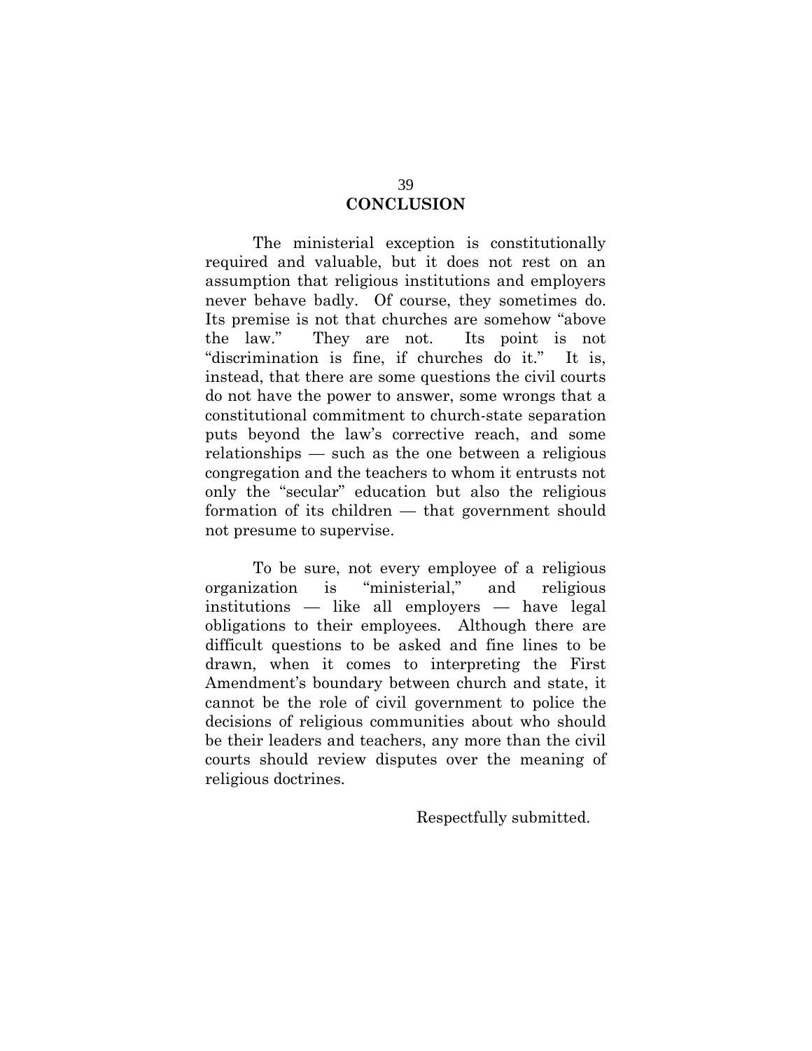## CONCLUSION

The ministerial exception is constitutionally required and valuable, but it does not rest on an assumption that religious institutions and employers never behave badly. Of course, they sometimes do. Its premise is not that churches are somehow "above the law." They are not. Its point is not "discrimination is fine, if churches do it." It is, instead, that there are some questions the civil courts do not have the power to answer, some wrongs that a constitutional commitment to church-state separation puts beyond the law's corrective reach, and some relationships — such as the one between a religious congregation and the teachers to whom it entrusts not only the "secular" education but also the religious formation of its children — that government should not presume to supervise.

To be sure, not every employee of a religious organization is "ministerial," and religious institutions — like all employers — have legal obligations to their employees. Although there are difficult questions to be asked and fine lines to be drawn, when it comes to interpreting the First Amendment's boundary between church and state, it cannot be the role of civil government to police the decisions of religious communities about who should be their leaders and teachers, any more than the civil courts should review disputes over the meaning of religious doctrines.

Respectfully submitted.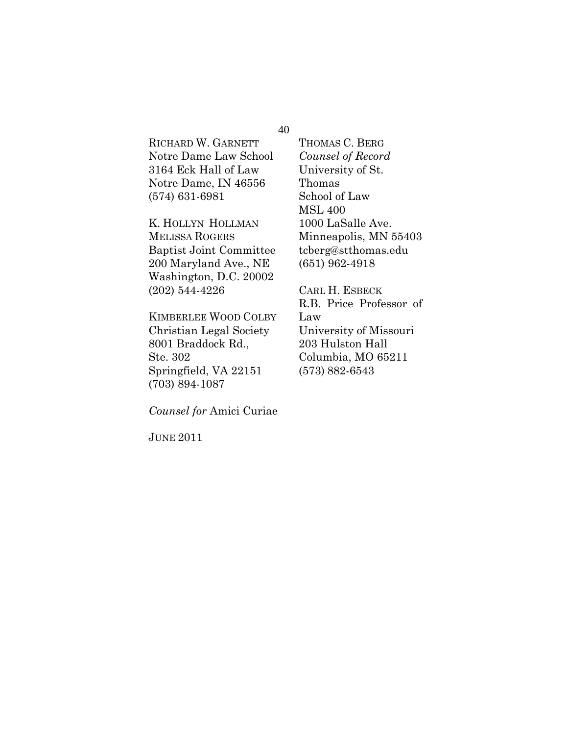RICHARD W. GARNETT
Notre Dame Law School
3164 Eck Hall of Law
Notre Dame, IN 46556
(574) 631-6981

K. HOLLYN HOLLMAN
MELISSA ROGERS
Baptist Joint Committee
200 Maryland Ave., NE
Washington, D.C. 20002
(202) 544-4226

KIMBERLEE WOOD COLBY
Christian Legal Society
8001 Braddock Rd.,
Ste. 302
Springfield, VA 22151
(703) 894-1087

THOMAS C. BERG
*Counsel of Record*
University of St.
Thomas
School of Law
MSL 400
1000 LaSalle Ave.
Minneapolis, MN 55403
tcberg@stthomas.edu
(651) 962-4918

CARL H. ESBECK
R.B. Price Professor of
Law
University of Missouri
203 Hulston Hall
Columbia, MO 65211
(573) 882-6543

*Counsel for* Amici Curiae

JUNE 2011